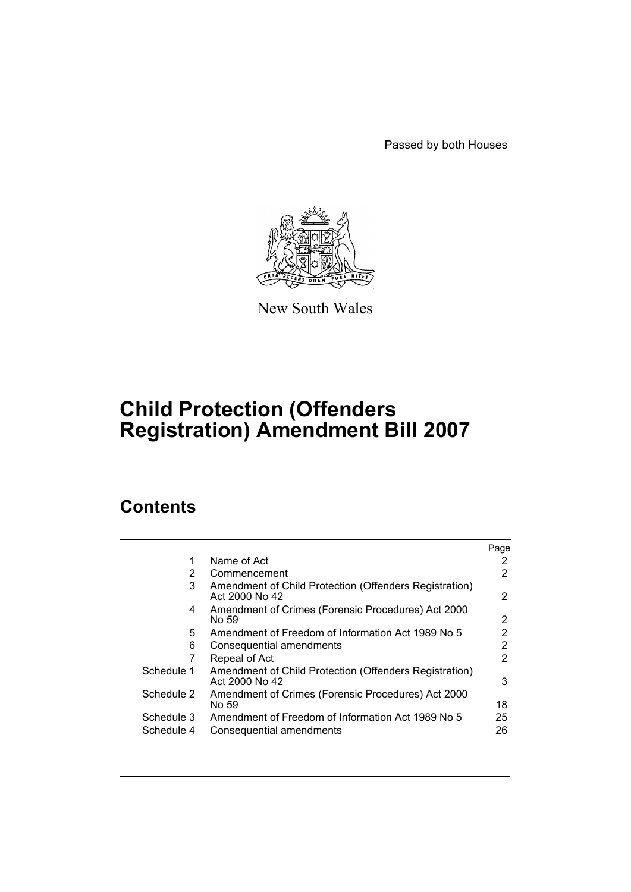Passed by both Houses

New South Wales

# Child Protection (Offenders Registration) Amendment Bill 2007

## Contents

| | | Page |
|---|---|---|
| 1 | Name of Act | 2 |
| 2 | Commencement | 2 |
| 3 | Amendment of Child Protection (Offenders Registration) Act 2000 No 42 | 2 |
| 4 | Amendment of Crimes (Forensic Procedures) Act 2000 No 59 | 2 |
| 5 | Amendment of Freedom of Information Act 1989 No 5 | 2 |
| 6 | Consequential amendments | 2 |
| 7 | Repeal of Act | 2 |
| Schedule 1 | Amendment of Child Protection (Offenders Registration) Act 2000 No 42 | 3 |
| Schedule 2 | Amendment of Crimes (Forensic Procedures) Act 2000 No 59 | 18 |
| Schedule 3 | Amendment of Freedom of Information Act 1989 No 5 | 25 |
| Schedule 4 | Consequential amendments | 26 |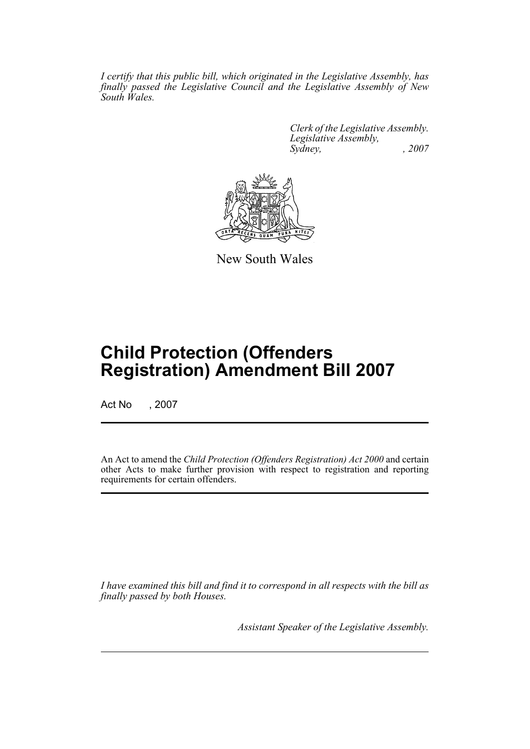*I certify that this public bill, which originated in the Legislative Assembly, has finally passed the Legislative Council and the Legislative Assembly of New South Wales.*

*Clerk of the Legislative Assembly.*
*Legislative Assembly,*
*Sydney, , 2007*

New South Wales

# Child Protection (Offenders Registration) Amendment Bill 2007

Act No , 2007

An Act to amend the *Child Protection (Offenders Registration) Act 2000* and certain other Acts to make further provision with respect to registration and reporting requirements for certain offenders.

*I have examined this bill and find it to correspond in all respects with the bill as finally passed by both Houses.*

*Assistant Speaker of the Legislative Assembly.*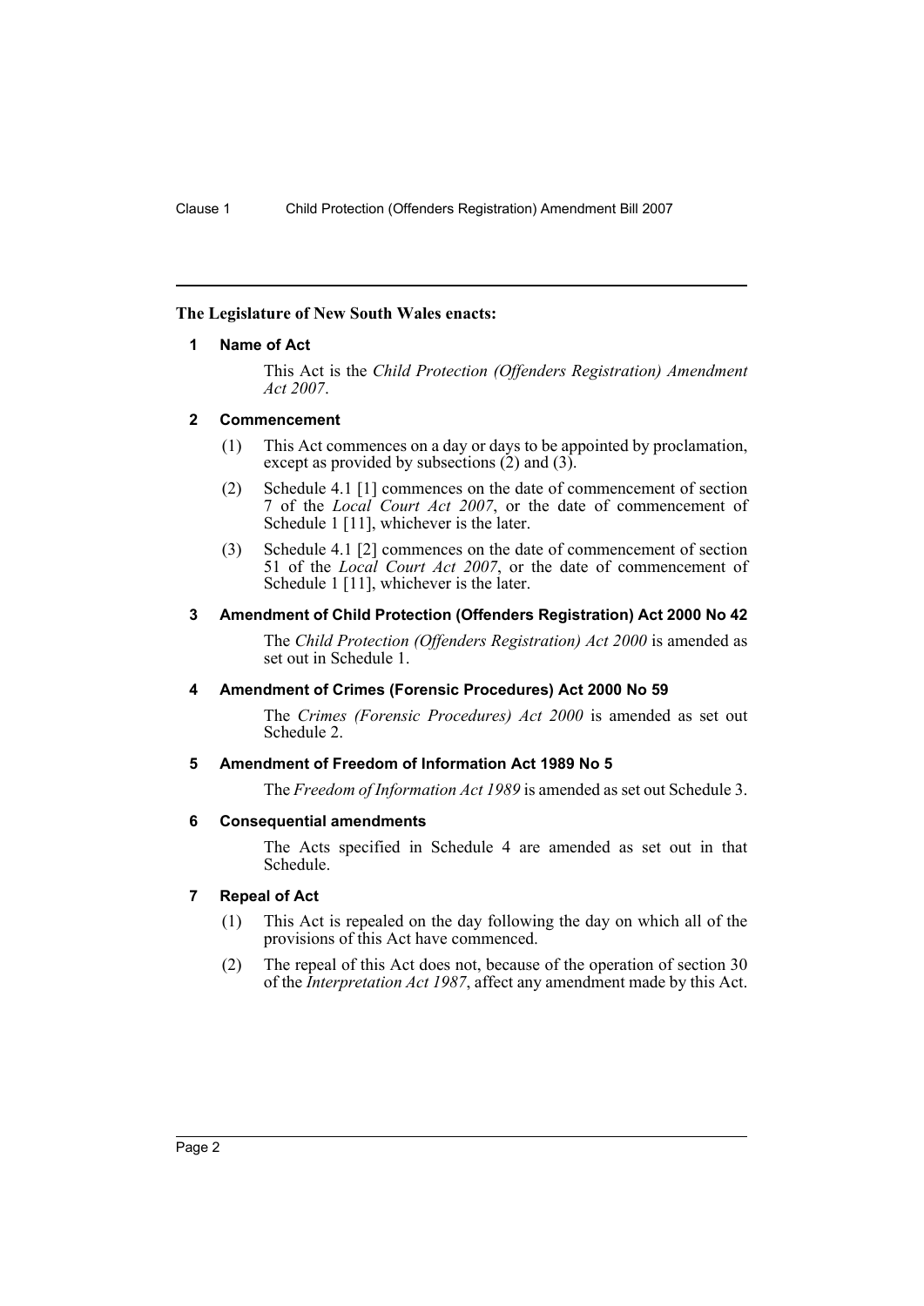**The Legislature of New South Wales enacts:**

## 1 Name of Act

This Act is the *Child Protection (Offenders Registration) Amendment Act 2007*.

## 2 Commencement

(1) This Act commences on a day or days to be appointed by proclamation, except as provided by subsections (2) and (3).

(2) Schedule 4.1 [1] commences on the date of commencement of section 7 of the *Local Court Act 2007*, or the date of commencement of Schedule 1 [11], whichever is the later.

(3) Schedule 4.1 [2] commences on the date of commencement of section 51 of the *Local Court Act 2007*, or the date of commencement of Schedule 1 [11], whichever is the later.

## 3 Amendment of Child Protection (Offenders Registration) Act 2000 No 42

The *Child Protection (Offenders Registration) Act 2000* is amended as set out in Schedule 1.

## 4 Amendment of Crimes (Forensic Procedures) Act 2000 No 59

The *Crimes (Forensic Procedures) Act 2000* is amended as set out Schedule 2.

## 5 Amendment of Freedom of Information Act 1989 No 5

The *Freedom of Information Act 1989* is amended as set out Schedule 3.

## 6 Consequential amendments

The Acts specified in Schedule 4 are amended as set out in that Schedule.

## 7 Repeal of Act

(1) This Act is repealed on the day following the day on which all of the provisions of this Act have commenced.

(2) The repeal of this Act does not, because of the operation of section 30 of the *Interpretation Act 1987*, affect any amendment made by this Act.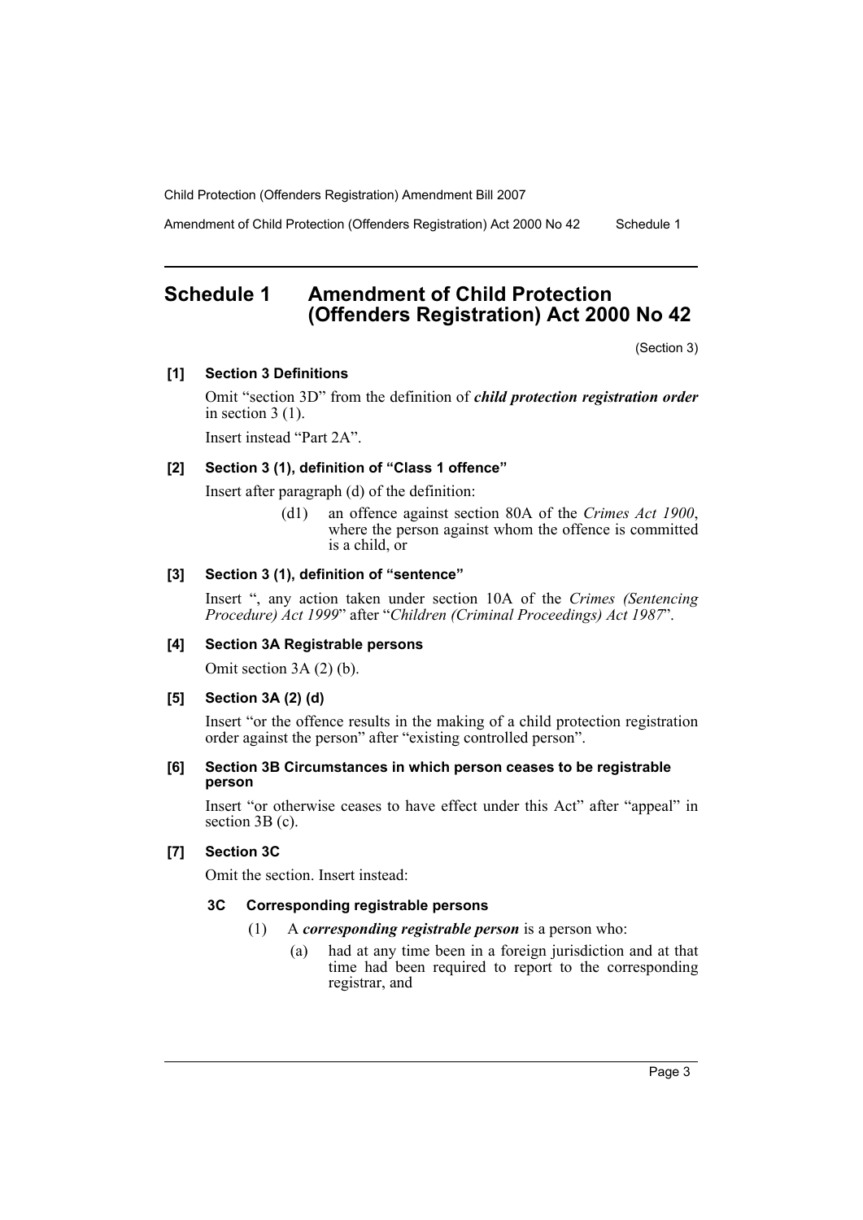## Schedule 1 Amendment of Child Protection (Offenders Registration) Act 2000 No 42

(Section 3)

### [1] Section 3 Definitions

Omit "section 3D" from the definition of ***child protection registration order*** in section 3 (1).

Insert instead "Part 2A".

### [2] Section 3 (1), definition of "Class 1 offence"

Insert after paragraph (d) of the definition:

> (d1) an offence against section 80A of the *Crimes Act 1900*, where the person against whom the offence is committed is a child, or

### [3] Section 3 (1), definition of "sentence"

Insert ", any action taken under section 10A of the *Crimes (Sentencing Procedure) Act 1999*" after "*Children (Criminal Proceedings) Act 1987*".

### [4] Section 3A Registrable persons

Omit section 3A (2) (b).

### [5] Section 3A (2) (d)

Insert "or the offence results in the making of a child protection registration order against the person" after "existing controlled person".

### [6] Section 3B Circumstances in which person ceases to be registrable person

Insert "or otherwise ceases to have effect under this Act" after "appeal" in section 3B (c).

### [7] Section 3C

Omit the section. Insert instead:

#### 3C Corresponding registrable persons

(1) A ***corresponding registrable person*** is a person who:

(a) had at any time been in a foreign jurisdiction and at that time had been required to report to the corresponding registrar, and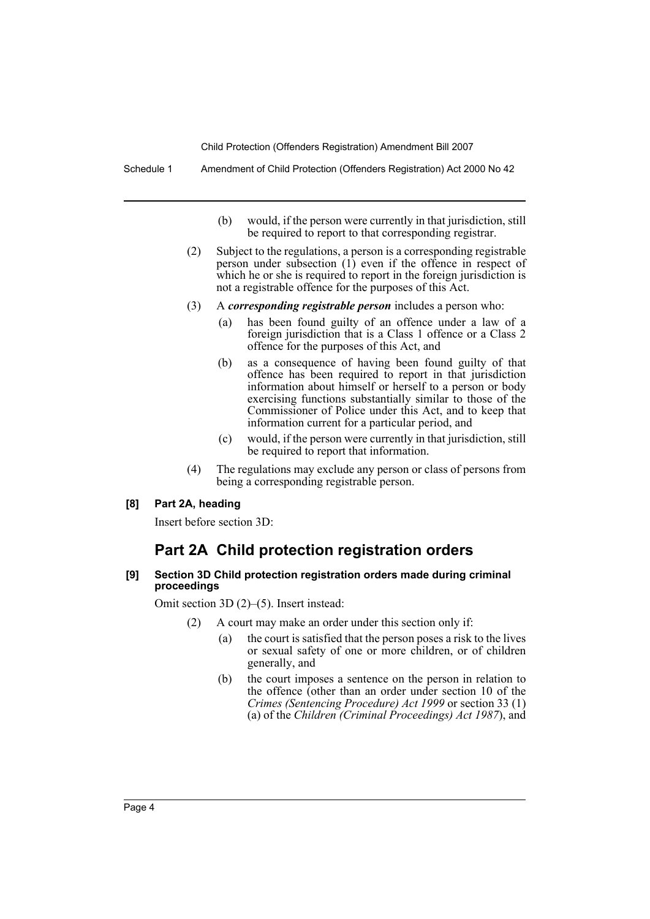(b) would, if the person were currently in that jurisdiction, still be required to report to that corresponding registrar.

(2) Subject to the regulations, a person is a corresponding registrable person under subsection (1) even if the offence in respect of which he or she is required to report in the foreign jurisdiction is not a registrable offence for the purposes of this Act.

(3) A ***corresponding registrable person*** includes a person who:

(a) has been found guilty of an offence under a law of a foreign jurisdiction that is a Class 1 offence or a Class 2 offence for the purposes of this Act, and

(b) as a consequence of having been found guilty of that offence has been required to report in that jurisdiction information about himself or herself to a person or body exercising functions substantially similar to those of the Commissioner of Police under this Act, and to keep that information current for a particular period, and

(c) would, if the person were currently in that jurisdiction, still be required to report that information.

(4) The regulations may exclude any person or class of persons from being a corresponding registrable person.

**[8] Part 2A, heading**

Insert before section 3D:

## Part 2A Child protection registration orders

**[9] Section 3D Child protection registration orders made during criminal proceedings**

Omit section 3D (2)–(5). Insert instead:

(2) A court may make an order under this section only if:

(a) the court is satisfied that the person poses a risk to the lives or sexual safety of one or more children, or of children generally, and

(b) the court imposes a sentence on the person in relation to the offence (other than an order under section 10 of the *Crimes (Sentencing Procedure) Act 1999* or section 33 (1) (a) of the *Children (Criminal Proceedings) Act 1987*), and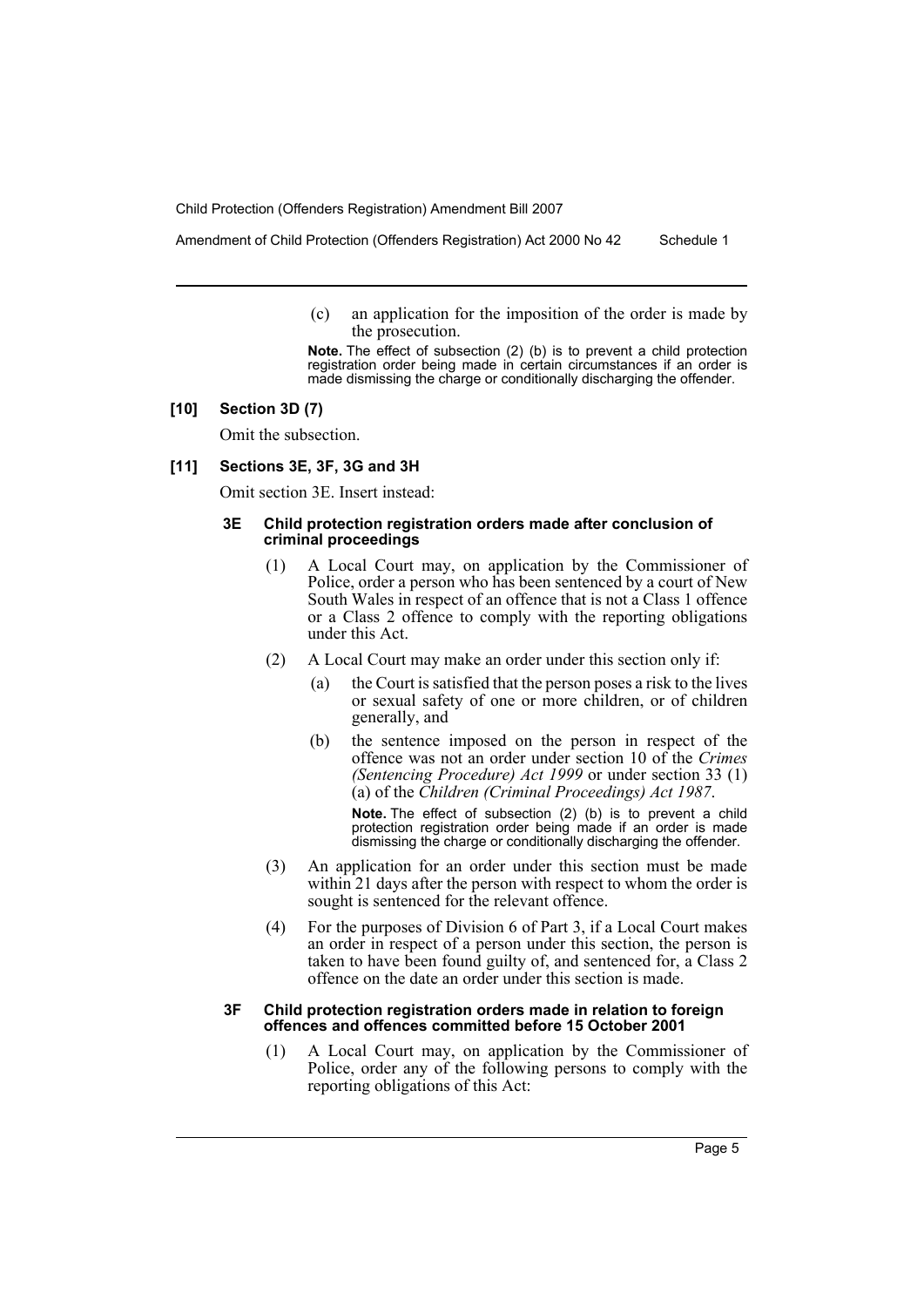(c) an application for the imposition of the order is made by the prosecution.

**Note.** The effect of subsection (2) (b) is to prevent a child protection registration order being made in certain circumstances if an order is made dismissing the charge or conditionally discharging the offender.

#### [10] Section 3D (7)

Omit the subsection.

#### [11] Sections 3E, 3F, 3G and 3H

Omit section 3E. Insert instead:

##### 3E Child protection registration orders made after conclusion of criminal proceedings

(1) A Local Court may, on application by the Commissioner of Police, order a person who has been sentenced by a court of New South Wales in respect of an offence that is not a Class 1 offence or a Class 2 offence to comply with the reporting obligations under this Act.

(2) A Local Court may make an order under this section only if:

- (a) the Court is satisfied that the person poses a risk to the lives or sexual safety of one or more children, or of children generally, and
- (b) the sentence imposed on the person in respect of the offence was not an order under section 10 of the *Crimes (Sentencing Procedure) Act 1999* or under section 33 (1) (a) of the *Children (Criminal Proceedings) Act 1987*.

  **Note.** The effect of subsection (2) (b) is to prevent a child protection registration order being made if an order is made dismissing the charge or conditionally discharging the offender.

(3) An application for an order under this section must be made within 21 days after the person with respect to whom the order is sought is sentenced for the relevant offence.

(4) For the purposes of Division 6 of Part 3, if a Local Court makes an order in respect of a person under this section, the person is taken to have been found guilty of, and sentenced for, a Class 2 offence on the date an order under this section is made.

##### 3F Child protection registration orders made in relation to foreign offences and offences committed before 15 October 2001

(1) A Local Court may, on application by the Commissioner of Police, order any of the following persons to comply with the reporting obligations of this Act: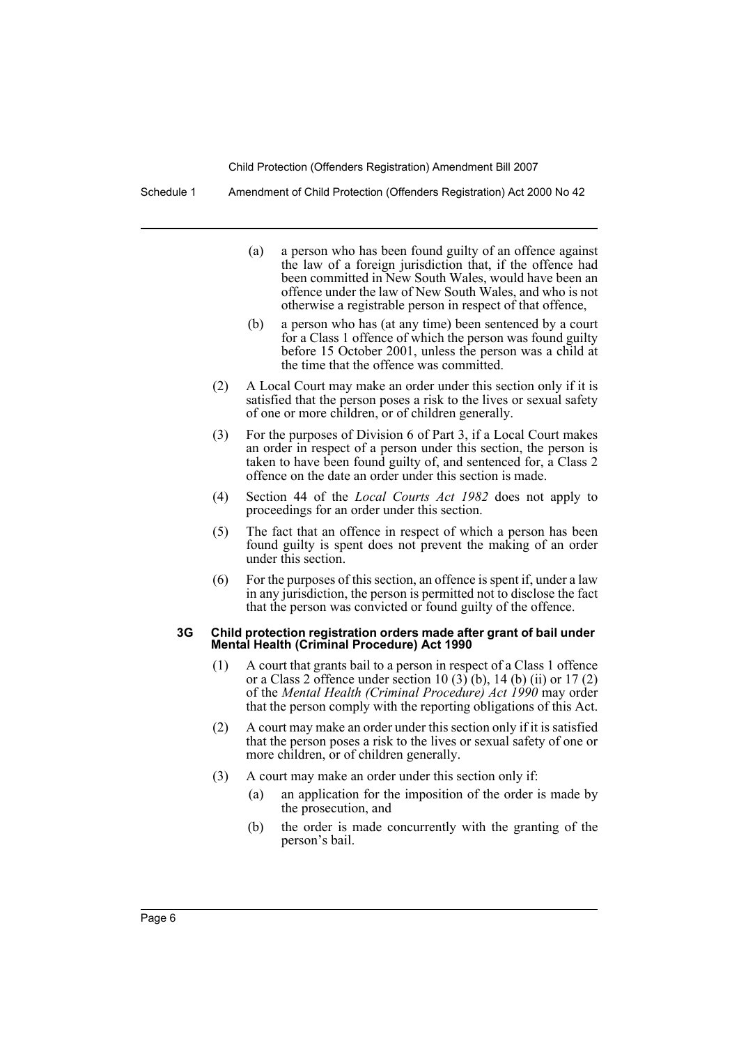(a) a person who has been found guilty of an offence against the law of a foreign jurisdiction that, if the offence had been committed in New South Wales, would have been an offence under the law of New South Wales, and who is not otherwise a registrable person in respect of that offence,

(b) a person who has (at any time) been sentenced by a court for a Class 1 offence of which the person was found guilty before 15 October 2001, unless the person was a child at the time that the offence was committed.

(2) A Local Court may make an order under this section only if it is satisfied that the person poses a risk to the lives or sexual safety of one or more children, or of children generally.

(3) For the purposes of Division 6 of Part 3, if a Local Court makes an order in respect of a person under this section, the person is taken to have been found guilty of, and sentenced for, a Class 2 offence on the date an order under this section is made.

(4) Section 44 of the *Local Courts Act 1982* does not apply to proceedings for an order under this section.

(5) The fact that an offence in respect of which a person has been found guilty is spent does not prevent the making of an order under this section.

(6) For the purposes of this section, an offence is spent if, under a law in any jurisdiction, the person is permitted not to disclose the fact that the person was convicted or found guilty of the offence.

#### 3G Child protection registration orders made after grant of bail under Mental Health (Criminal Procedure) Act 1990

(1) A court that grants bail to a person in respect of a Class 1 offence or a Class 2 offence under section 10 (3) (b), 14 (b) (ii) or 17 (2) of the *Mental Health (Criminal Procedure) Act 1990* may order that the person comply with the reporting obligations of this Act.

(2) A court may make an order under this section only if it is satisfied that the person poses a risk to the lives or sexual safety of one or more children, or of children generally.

(3) A court may make an order under this section only if:

(a) an application for the imposition of the order is made by the prosecution, and

(b) the order is made concurrently with the granting of the person's bail.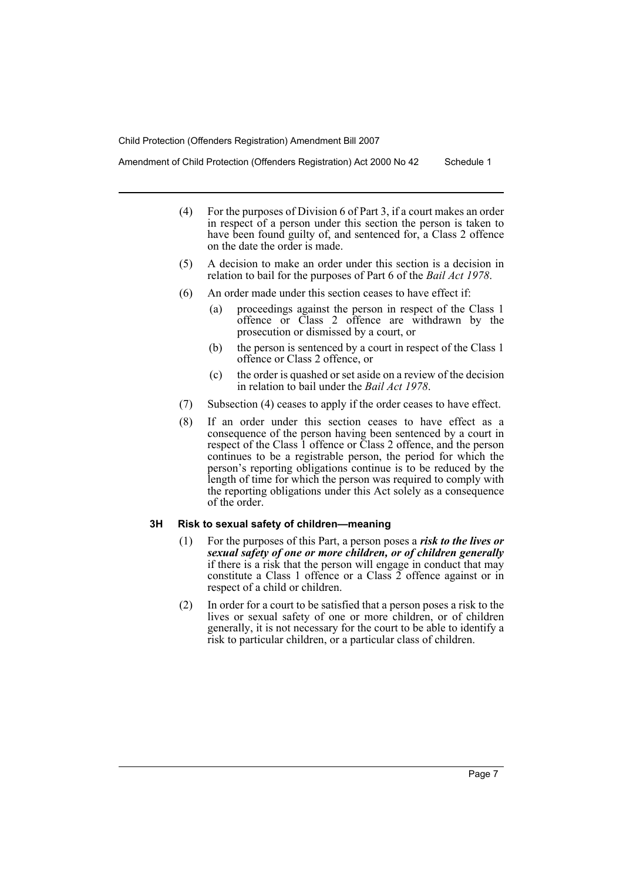(4) For the purposes of Division 6 of Part 3, if a court makes an order in respect of a person under this section the person is taken to have been found guilty of, and sentenced for, a Class 2 offence on the date the order is made.

(5) A decision to make an order under this section is a decision in relation to bail for the purposes of Part 6 of the *Bail Act 1978*.

(6) An order made under this section ceases to have effect if:

(a) proceedings against the person in respect of the Class 1 offence or Class 2 offence are withdrawn by the prosecution or dismissed by a court, or

(b) the person is sentenced by a court in respect of the Class 1 offence or Class 2 offence, or

(c) the order is quashed or set aside on a review of the decision in relation to bail under the *Bail Act 1978*.

(7) Subsection (4) ceases to apply if the order ceases to have effect.

(8) If an order under this section ceases to have effect as a consequence of the person having been sentenced by a court in respect of the Class 1 offence or Class 2 offence, and the person continues to be a registrable person, the period for which the person's reporting obligations continue is to be reduced by the length of time for which the person was required to comply with the reporting obligations under this Act solely as a consequence of the order.

#### 3H Risk to sexual safety of children—meaning

(1) For the purposes of this Part, a person poses a ***risk to the lives or sexual safety of one or more children, or of children generally*** if there is a risk that the person will engage in conduct that may constitute a Class 1 offence or a Class 2 offence against or in respect of a child or children.

(2) In order for a court to be satisfied that a person poses a risk to the lives or sexual safety of one or more children, or of children generally, it is not necessary for the court to be able to identify a risk to particular children, or a particular class of children.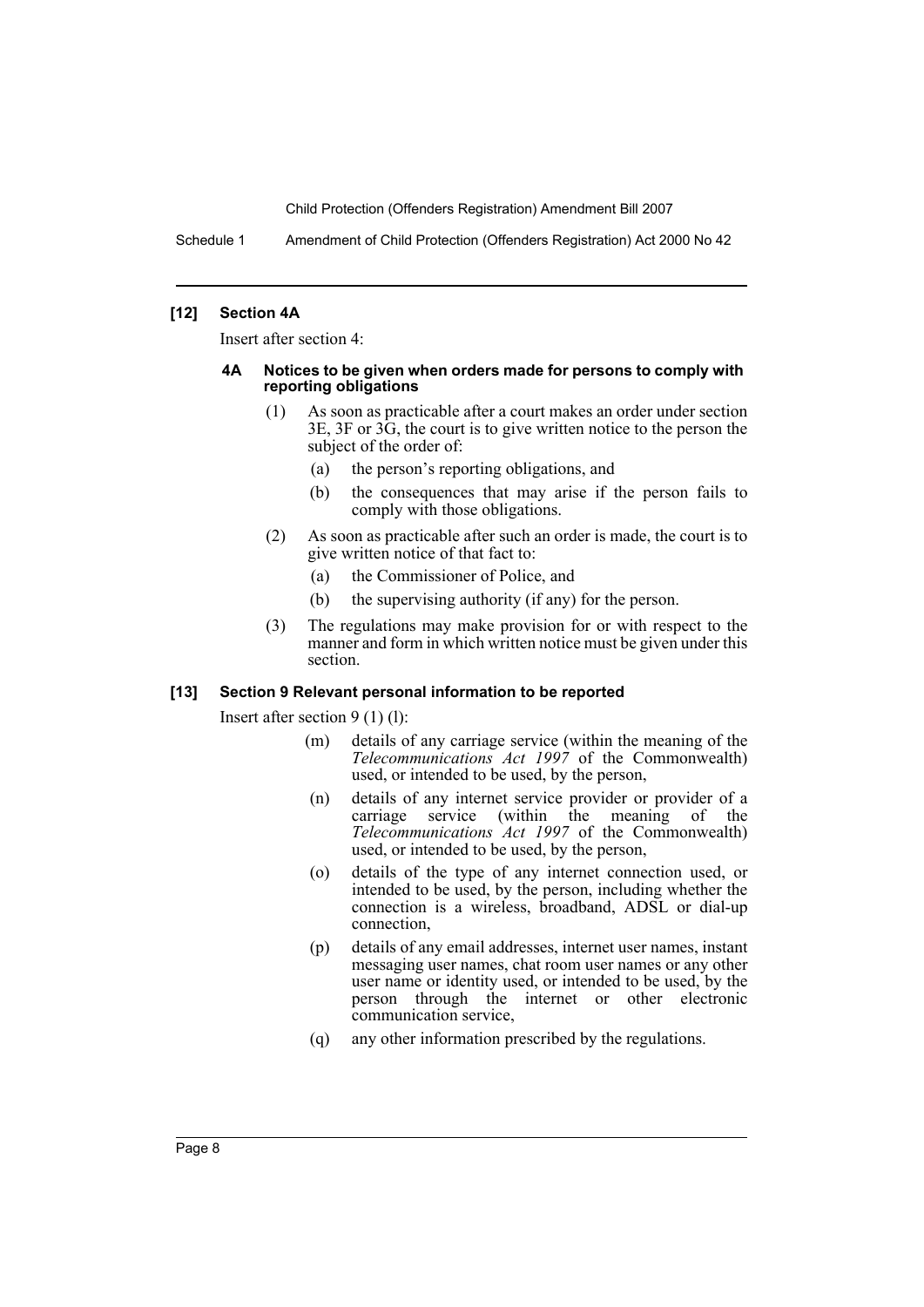### [12] Section 4A

Insert after section 4:

#### 4A Notices to be given when orders made for persons to comply with reporting obligations

(1) As soon as practicable after a court makes an order under section 3E, 3F or 3G, the court is to give written notice to the person the subject of the order of:

- (a) the person's reporting obligations, and
- (b) the consequences that may arise if the person fails to comply with those obligations.

(2) As soon as practicable after such an order is made, the court is to give written notice of that fact to:

- (a) the Commissioner of Police, and
- (b) the supervising authority (if any) for the person.

(3) The regulations may make provision for or with respect to the manner and form in which written notice must be given under this section.

### [13] Section 9 Relevant personal information to be reported

Insert after section 9 (1) (l):

- (m) details of any carriage service (within the meaning of the *Telecommunications Act 1997* of the Commonwealth) used, or intended to be used, by the person,
- (n) details of any internet service provider or provider of a carriage service (within the meaning of the *Telecommunications Act 1997* of the Commonwealth) used, or intended to be used, by the person,
- (o) details of the type of any internet connection used, or intended to be used, by the person, including whether the connection is a wireless, broadband, ADSL or dial-up connection,
- (p) details of any email addresses, internet user names, instant messaging user names, chat room user names or any other user name or identity used, or intended to be used, by the person through the internet or other electronic communication service,
- (q) any other information prescribed by the regulations.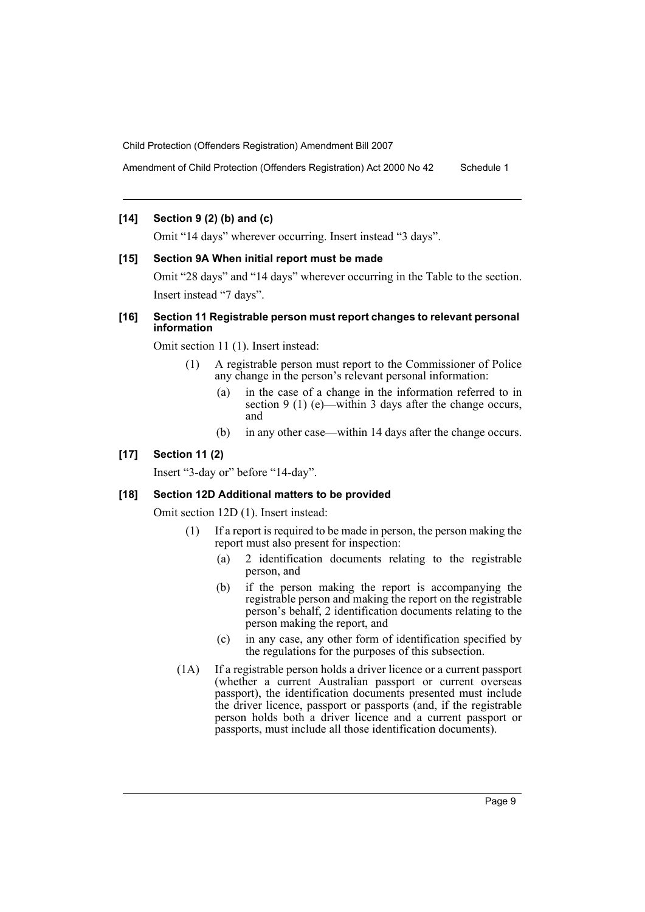**[14] Section 9 (2) (b) and (c)**

Omit "14 days" wherever occurring. Insert instead "3 days".

**[15] Section 9A When initial report must be made**

Omit "28 days" and "14 days" wherever occurring in the Table to the section. Insert instead "7 days".

**[16] Section 11 Registrable person must report changes to relevant personal information**

Omit section 11 (1). Insert instead:

(1) A registrable person must report to the Commissioner of Police any change in the person's relevant personal information:

(a) in the case of a change in the information referred to in section 9 (1) (e)—within 3 days after the change occurs, and

(b) in any other case—within 14 days after the change occurs.

**[17] Section 11 (2)**

Insert "3-day or" before "14-day".

**[18] Section 12D Additional matters to be provided**

Omit section 12D (1). Insert instead:

(1) If a report is required to be made in person, the person making the report must also present for inspection:

(a) 2 identification documents relating to the registrable person, and

(b) if the person making the report is accompanying the registrable person and making the report on the registrable person's behalf, 2 identification documents relating to the person making the report, and

(c) in any case, any other form of identification specified by the regulations for the purposes of this subsection.

(1A) If a registrable person holds a driver licence or a current passport (whether a current Australian passport or current overseas passport), the identification documents presented must include the driver licence, passport or passports (and, if the registrable person holds both a driver licence and a current passport or passports, must include all those identification documents).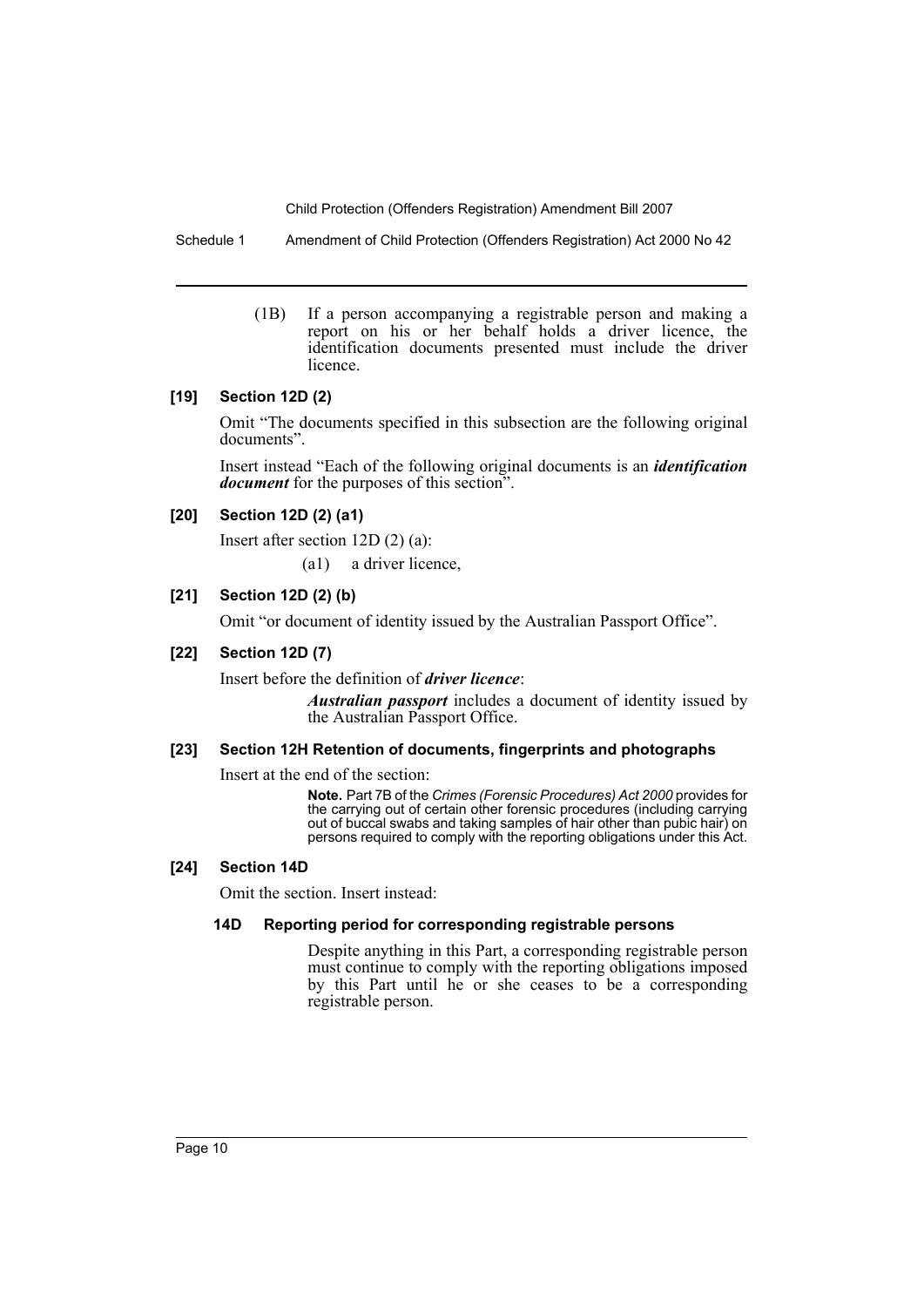(1B) If a person accompanying a registrable person and making a report on his or her behalf holds a driver licence, the identification documents presented must include the driver licence.

### [19] Section 12D (2)

Omit "The documents specified in this subsection are the following original documents".

Insert instead "Each of the following original documents is an ***identification document*** for the purposes of this section".

### [20] Section 12D (2) (a1)

Insert after section 12D (2) (a):

(a1) a driver licence,

### [21] Section 12D (2) (b)

Omit "or document of identity issued by the Australian Passport Office".

### [22] Section 12D (7)

Insert before the definition of ***driver licence***:

***Australian passport*** includes a document of identity issued by the Australian Passport Office.

### [23] Section 12H Retention of documents, fingerprints and photographs

Insert at the end of the section:

**Note.** Part 7B of the *Crimes (Forensic Procedures) Act 2000* provides for the carrying out of certain other forensic procedures (including carrying out of buccal swabs and taking samples of hair other than pubic hair) on persons required to comply with the reporting obligations under this Act.

### [24] Section 14D

Omit the section. Insert instead:

#### 14D Reporting period for corresponding registrable persons

Despite anything in this Part, a corresponding registrable person must continue to comply with the reporting obligations imposed by this Part until he or she ceases to be a corresponding registrable person.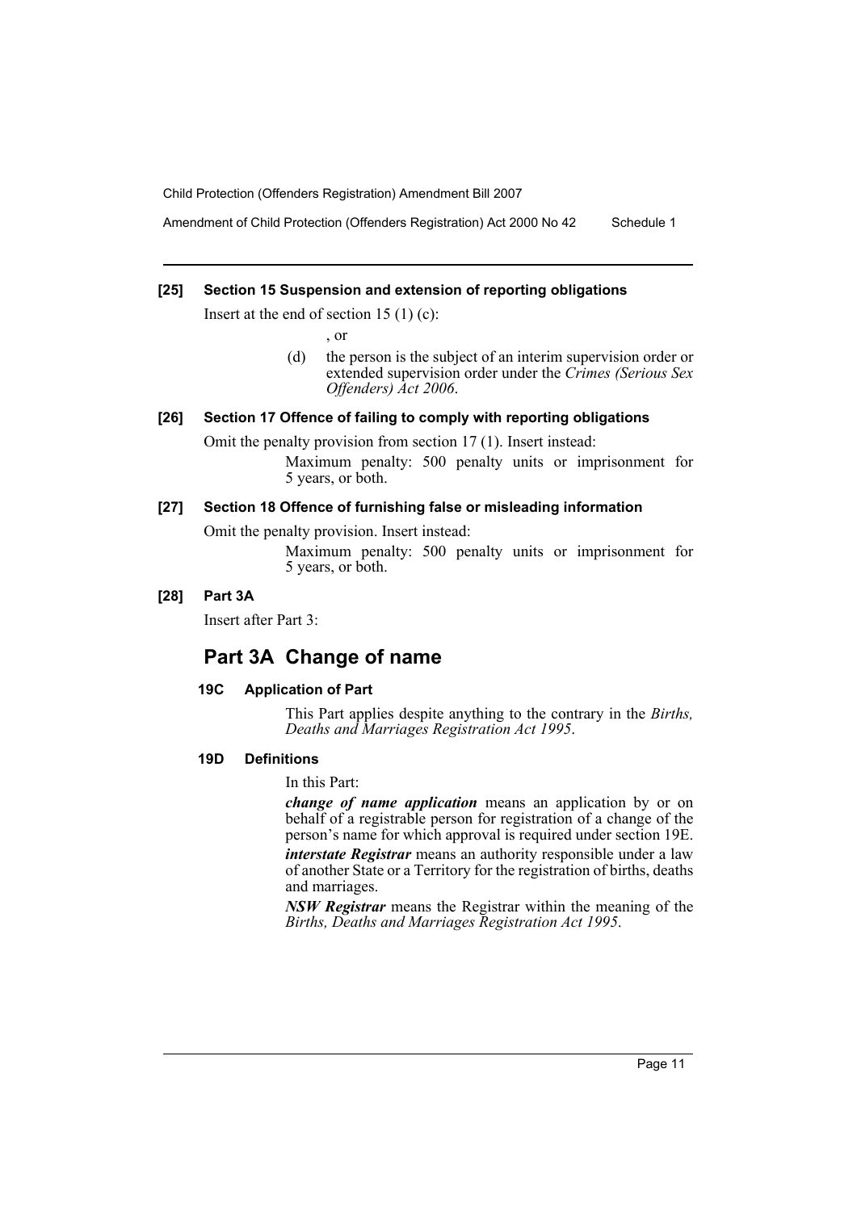**[25] Section 15 Suspension and extension of reporting obligations**

Insert at the end of section 15 (1) (c):

, or

(d) the person is the subject of an interim supervision order or extended supervision order under the *Crimes (Serious Sex Offenders) Act 2006*.

**[26] Section 17 Offence of failing to comply with reporting obligations**

Omit the penalty provision from section 17 (1). Insert instead:

Maximum penalty: 500 penalty units or imprisonment for 5 years, or both.

**[27] Section 18 Offence of furnishing false or misleading information**

Omit the penalty provision. Insert instead:

Maximum penalty: 500 penalty units or imprisonment for 5 years, or both.

**[28] Part 3A**

Insert after Part 3:

## Part 3A Change of name

### 19C Application of Part

This Part applies despite anything to the contrary in the *Births, Deaths and Marriages Registration Act 1995*.

### 19D Definitions

In this Part:

***change of name application*** means an application by or on behalf of a registrable person for registration of a change of the person's name for which approval is required under section 19E.

***interstate Registrar*** means an authority responsible under a law of another State or a Territory for the registration of births, deaths and marriages.

***NSW Registrar*** means the Registrar within the meaning of the *Births, Deaths and Marriages Registration Act 1995*.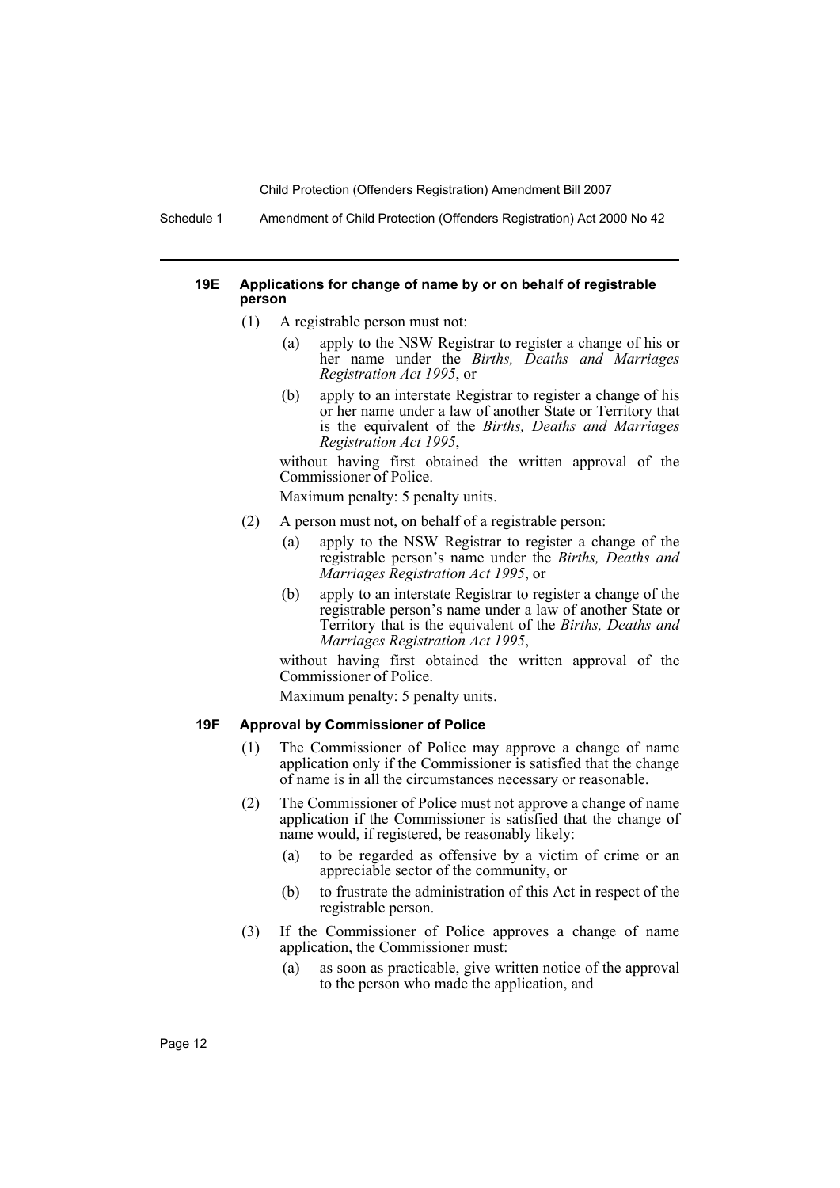#### 19E Applications for change of name by or on behalf of registrable person

(1) A registrable person must not:

- (a) apply to the NSW Registrar to register a change of his or her name under the *Births, Deaths and Marriages Registration Act 1995*, or
- (b) apply to an interstate Registrar to register a change of his or her name under a law of another State or Territory that is the equivalent of the *Births, Deaths and Marriages Registration Act 1995*,

without having first obtained the written approval of the Commissioner of Police.

Maximum penalty: 5 penalty units.

(2) A person must not, on behalf of a registrable person:

- (a) apply to the NSW Registrar to register a change of the registrable person's name under the *Births, Deaths and Marriages Registration Act 1995*, or
- (b) apply to an interstate Registrar to register a change of the registrable person's name under a law of another State or Territory that is the equivalent of the *Births, Deaths and Marriages Registration Act 1995*,

without having first obtained the written approval of the Commissioner of Police.

Maximum penalty: 5 penalty units.

#### 19F Approval by Commissioner of Police

(1) The Commissioner of Police may approve a change of name application only if the Commissioner is satisfied that the change of name is in all the circumstances necessary or reasonable.

(2) The Commissioner of Police must not approve a change of name application if the Commissioner is satisfied that the change of name would, if registered, be reasonably likely:

- (a) to be regarded as offensive by a victim of crime or an appreciable sector of the community, or
- (b) to frustrate the administration of this Act in respect of the registrable person.

(3) If the Commissioner of Police approves a change of name application, the Commissioner must:

- (a) as soon as practicable, give written notice of the approval to the person who made the application, and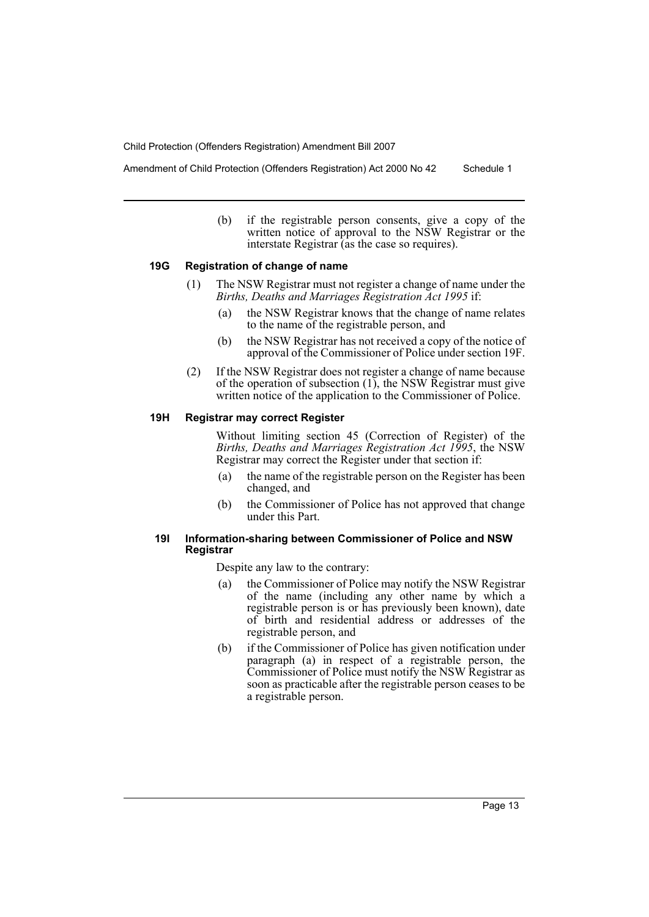(b) if the registrable person consents, give a copy of the written notice of approval to the NSW Registrar or the interstate Registrar (as the case so requires).

### 19G Registration of change of name

(1) The NSW Registrar must not register a change of name under the *Births, Deaths and Marriages Registration Act 1995* if:

(a) the NSW Registrar knows that the change of name relates to the name of the registrable person, and

(b) the NSW Registrar has not received a copy of the notice of approval of the Commissioner of Police under section 19F.

(2) If the NSW Registrar does not register a change of name because of the operation of subsection (1), the NSW Registrar must give written notice of the application to the Commissioner of Police.

### 19H Registrar may correct Register

Without limiting section 45 (Correction of Register) of the *Births, Deaths and Marriages Registration Act 1995*, the NSW Registrar may correct the Register under that section if:

(a) the name of the registrable person on the Register has been changed, and

(b) the Commissioner of Police has not approved that change under this Part.

### 19I Information-sharing between Commissioner of Police and NSW Registrar

Despite any law to the contrary:

(a) the Commissioner of Police may notify the NSW Registrar of the name (including any other name by which a registrable person is or has previously been known), date of birth and residential address or addresses of the registrable person, and

(b) if the Commissioner of Police has given notification under paragraph (a) in respect of a registrable person, the Commissioner of Police must notify the NSW Registrar as soon as practicable after the registrable person ceases to be a registrable person.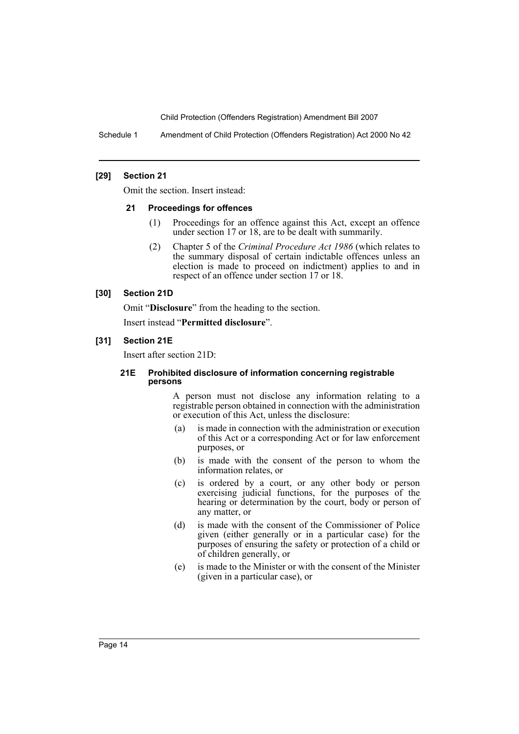**[29] Section 21**

Omit the section. Insert instead:

**21 Proceedings for offences**

(1) Proceedings for an offence against this Act, except an offence under section 17 or 18, are to be dealt with summarily.

(2) Chapter 5 of the *Criminal Procedure Act 1986* (which relates to the summary disposal of certain indictable offences unless an election is made to proceed on indictment) applies to and in respect of an offence under section 17 or 18.

**[30] Section 21D**

Omit "**Disclosure**" from the heading to the section.

Insert instead "**Permitted disclosure**".

**[31] Section 21E**

Insert after section 21D:

**21E Prohibited disclosure of information concerning registrable persons**

A person must not disclose any information relating to a registrable person obtained in connection with the administration or execution of this Act, unless the disclosure:

(a) is made in connection with the administration or execution of this Act or a corresponding Act or for law enforcement purposes, or

(b) is made with the consent of the person to whom the information relates, or

(c) is ordered by a court, or any other body or person exercising judicial functions, for the purposes of the hearing or determination by the court, body or person of any matter, or

(d) is made with the consent of the Commissioner of Police given (either generally or in a particular case) for the purposes of ensuring the safety or protection of a child or of children generally, or

(e) is made to the Minister or with the consent of the Minister (given in a particular case), or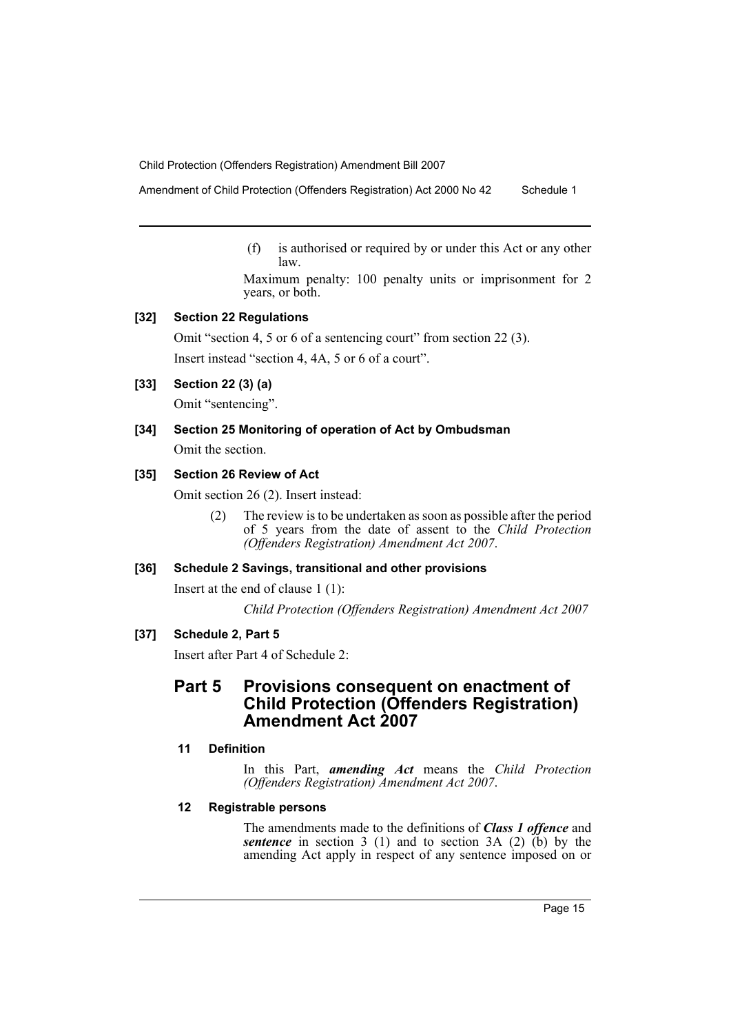(f) is authorised or required by or under this Act or any other law.

Maximum penalty: 100 penalty units or imprisonment for 2 years, or both.

**[32] Section 22 Regulations**

Omit "section 4, 5 or 6 of a sentencing court" from section 22 (3).

Insert instead "section 4, 4A, 5 or 6 of a court".

**[33] Section 22 (3) (a)**

Omit "sentencing".

**[34] Section 25 Monitoring of operation of Act by Ombudsman**

Omit the section.

**[35] Section 26 Review of Act**

Omit section 26 (2). Insert instead:

(2) The review is to be undertaken as soon as possible after the period of 5 years from the date of assent to the *Child Protection (Offenders Registration) Amendment Act 2007*.

**[36] Schedule 2 Savings, transitional and other provisions**

Insert at the end of clause 1 (1):

*Child Protection (Offenders Registration) Amendment Act 2007*

**[37] Schedule 2, Part 5**

Insert after Part 4 of Schedule 2:

## Part 5 Provisions consequent on enactment of Child Protection (Offenders Registration) Amendment Act 2007

### 11 Definition

In this Part, ***amending Act*** means the *Child Protection (Offenders Registration) Amendment Act 2007*.

### 12 Registrable persons

The amendments made to the definitions of ***Class 1 offence*** and ***sentence*** in section 3 (1) and to section 3A (2) (b) by the amending Act apply in respect of any sentence imposed on or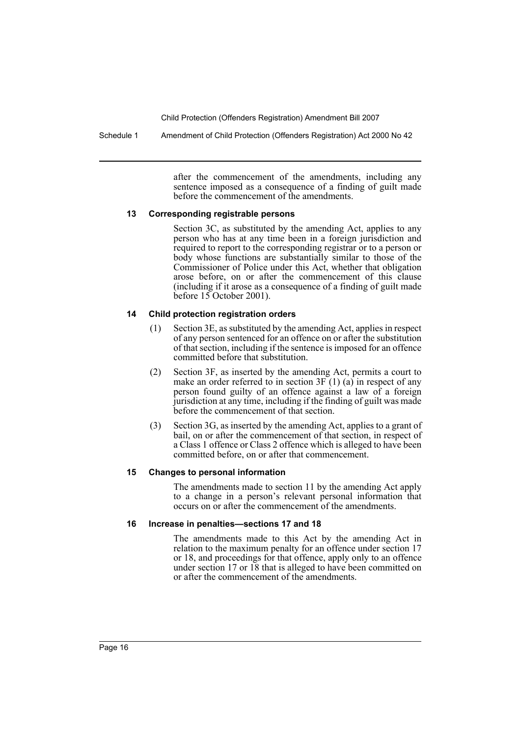after the commencement of the amendments, including any sentence imposed as a consequence of a finding of guilt made before the commencement of the amendments.

### 13 Corresponding registrable persons

Section 3C, as substituted by the amending Act, applies to any person who has at any time been in a foreign jurisdiction and required to report to the corresponding registrar or to a person or body whose functions are substantially similar to those of the Commissioner of Police under this Act, whether that obligation arose before, on or after the commencement of this clause (including if it arose as a consequence of a finding of guilt made before 15 October 2001).

### 14 Child protection registration orders

(1) Section 3E, as substituted by the amending Act, applies in respect of any person sentenced for an offence on or after the substitution of that section, including if the sentence is imposed for an offence committed before that substitution.

(2) Section 3F, as inserted by the amending Act, permits a court to make an order referred to in section 3F (1) (a) in respect of any person found guilty of an offence against a law of a foreign jurisdiction at any time, including if the finding of guilt was made before the commencement of that section.

(3) Section 3G, as inserted by the amending Act, applies to a grant of bail, on or after the commencement of that section, in respect of a Class 1 offence or Class 2 offence which is alleged to have been committed before, on or after that commencement.

### 15 Changes to personal information

The amendments made to section 11 by the amending Act apply to a change in a person's relevant personal information that occurs on or after the commencement of the amendments.

### 16 Increase in penalties—sections 17 and 18

The amendments made to this Act by the amending Act in relation to the maximum penalty for an offence under section 17 or 18, and proceedings for that offence, apply only to an offence under section 17 or 18 that is alleged to have been committed on or after the commencement of the amendments.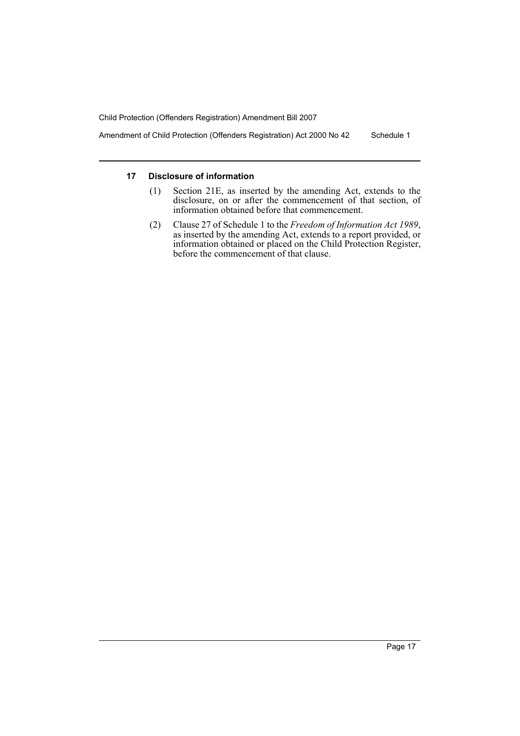### 17 Disclosure of information

(1) Section 21E, as inserted by the amending Act, extends to the disclosure, on or after the commencement of that section, of information obtained before that commencement.

(2) Clause 27 of Schedule 1 to the *Freedom of Information Act 1989*, as inserted by the amending Act, extends to a report provided, or information obtained or placed on the Child Protection Register, before the commencement of that clause.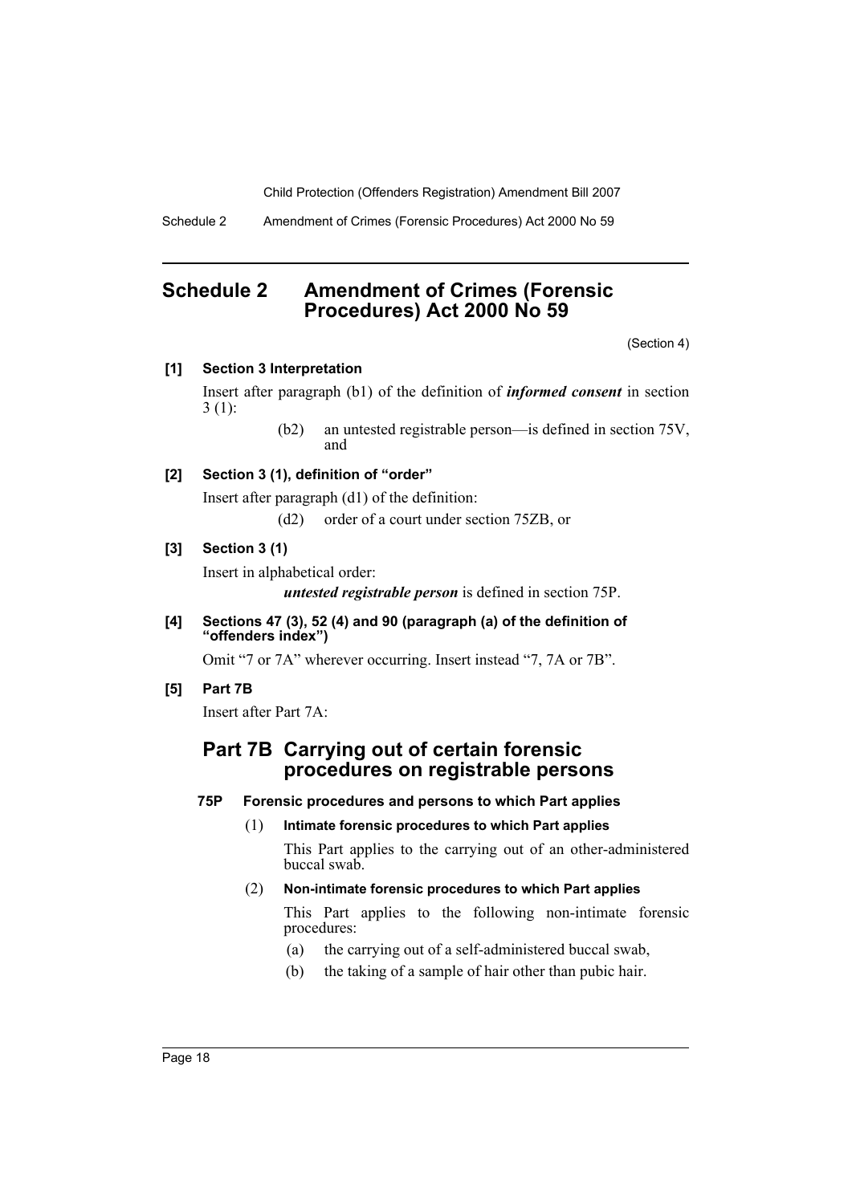## Schedule 2 Amendment of Crimes (Forensic Procedures) Act 2000 No 59

(Section 4)

**[1] Section 3 Interpretation**

Insert after paragraph (b1) of the definition of ***informed consent*** in section 3 (1):

> (b2) an untested registrable person—is defined in section 75V, and

**[2] Section 3 (1), definition of "order"**

Insert after paragraph (d1) of the definition:

> (d2) order of a court under section 75ZB, or

**[3] Section 3 (1)**

Insert in alphabetical order:

> ***untested registrable person*** is defined in section 75P.

**[4] Sections 47 (3), 52 (4) and 90 (paragraph (a) of the definition of "offenders index")**

Omit "7 or 7A" wherever occurring. Insert instead "7, 7A or 7B".

**[5] Part 7B**

Insert after Part 7A:

### Part 7B Carrying out of certain forensic procedures on registrable persons

**75P Forensic procedures and persons to which Part applies**

(1) **Intimate forensic procedures to which Part applies**

This Part applies to the carrying out of an other-administered buccal swab.

(2) **Non-intimate forensic procedures to which Part applies**

This Part applies to the following non-intimate forensic procedures:

(a) the carrying out of a self-administered buccal swab,

(b) the taking of a sample of hair other than pubic hair.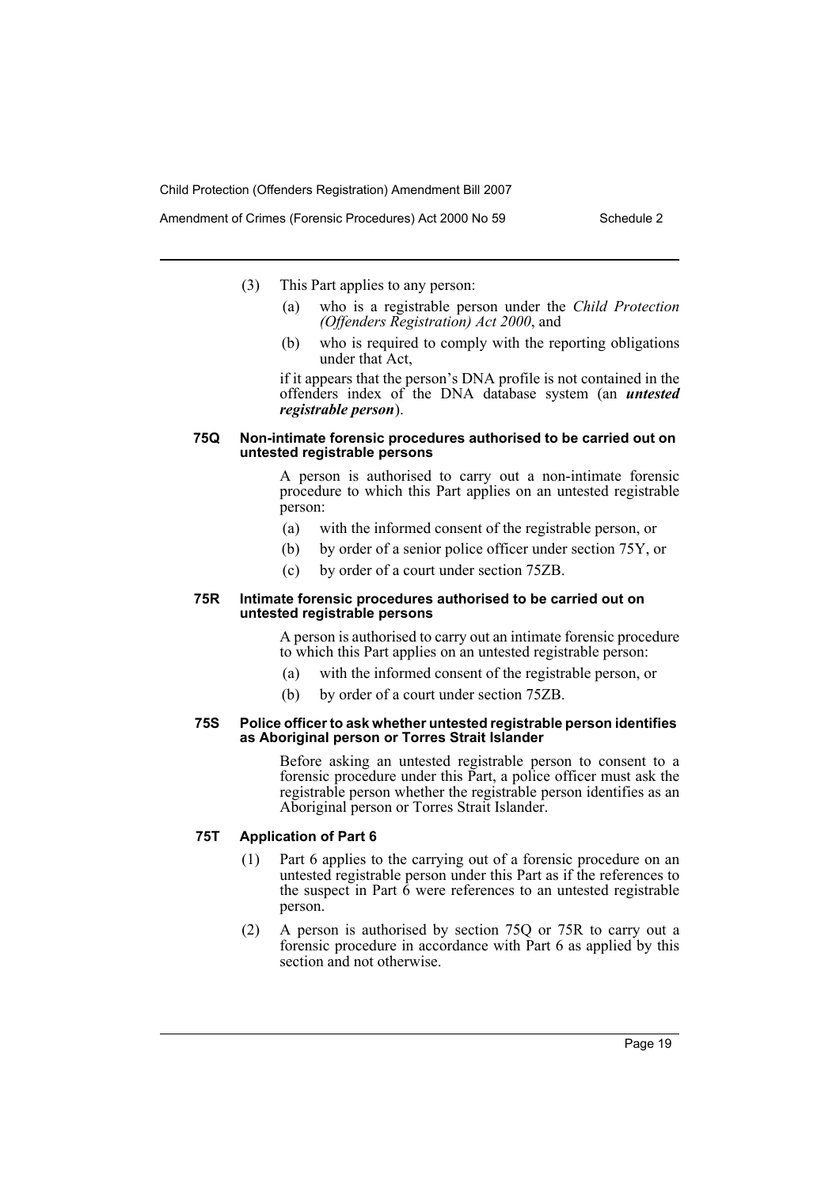(3) This Part applies to any person:

(a) who is a registrable person under the *Child Protection (Offenders Registration) Act 2000*, and

(b) who is required to comply with the reporting obligations under that Act,

if it appears that the person's DNA profile is not contained in the offenders index of the DNA database system (an ***untested registrable person***).

#### 75Q Non-intimate forensic procedures authorised to be carried out on untested registrable persons

A person is authorised to carry out a non-intimate forensic procedure to which this Part applies on an untested registrable person:

(a) with the informed consent of the registrable person, or

(b) by order of a senior police officer under section 75Y, or

(c) by order of a court under section 75ZB.

#### 75R Intimate forensic procedures authorised to be carried out on untested registrable persons

A person is authorised to carry out an intimate forensic procedure to which this Part applies on an untested registrable person:

(a) with the informed consent of the registrable person, or

(b) by order of a court under section 75ZB.

#### 75S Police officer to ask whether untested registrable person identifies as Aboriginal person or Torres Strait Islander

Before asking an untested registrable person to consent to a forensic procedure under this Part, a police officer must ask the registrable person whether the registrable person identifies as an Aboriginal person or Torres Strait Islander.

#### 75T Application of Part 6

(1) Part 6 applies to the carrying out of a forensic procedure on an untested registrable person under this Part as if the references to the suspect in Part 6 were references to an untested registrable person.

(2) A person is authorised by section 75Q or 75R to carry out a forensic procedure in accordance with Part 6 as applied by this section and not otherwise.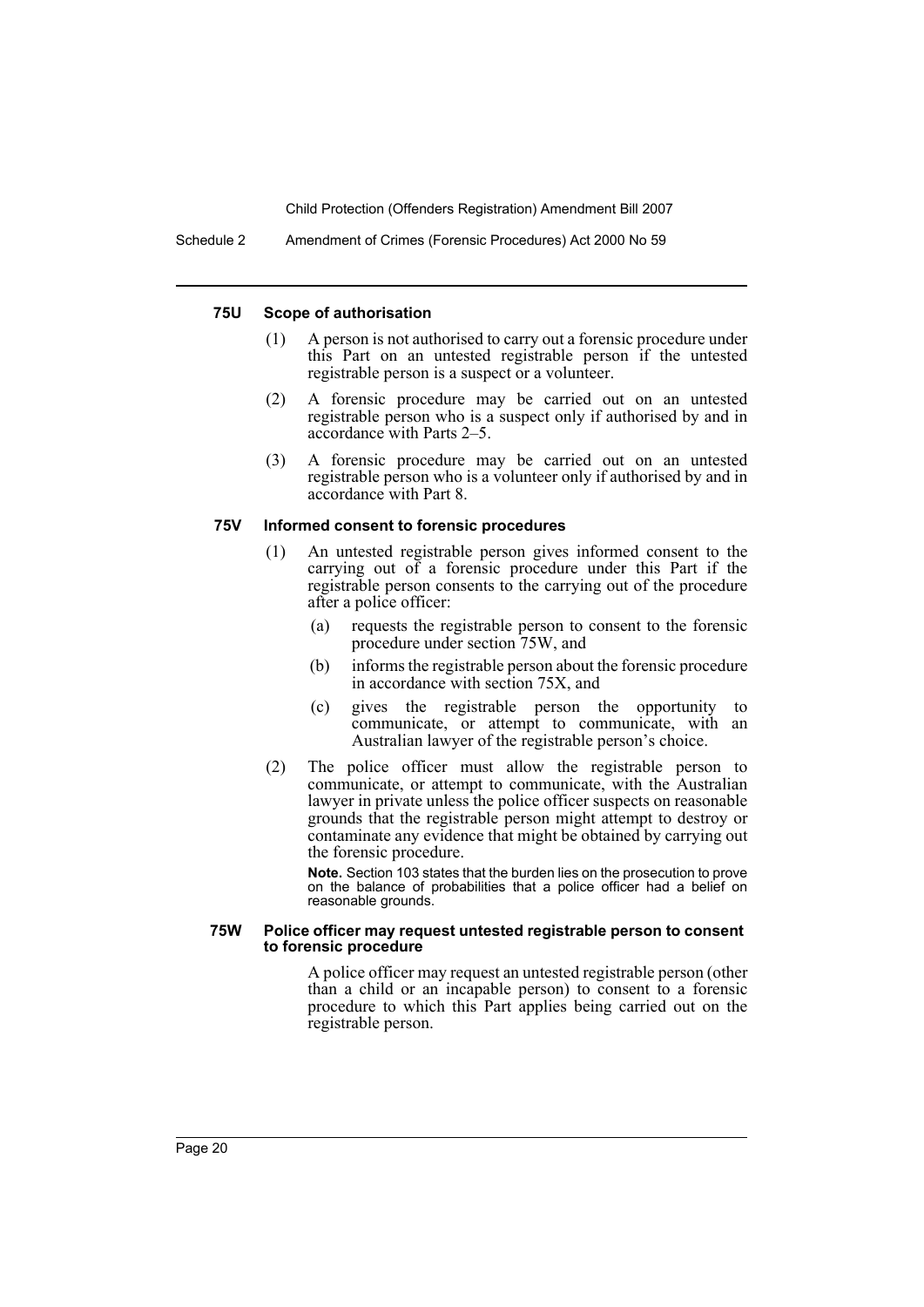#### 75U Scope of authorisation

(1) A person is not authorised to carry out a forensic procedure under this Part on an untested registrable person if the untested registrable person is a suspect or a volunteer.

(2) A forensic procedure may be carried out on an untested registrable person who is a suspect only if authorised by and in accordance with Parts 2–5.

(3) A forensic procedure may be carried out on an untested registrable person who is a volunteer only if authorised by and in accordance with Part 8.

#### 75V Informed consent to forensic procedures

(1) An untested registrable person gives informed consent to the carrying out of a forensic procedure under this Part if the registrable person consents to the carrying out of the procedure after a police officer:

- (a) requests the registrable person to consent to the forensic procedure under section 75W, and
- (b) informs the registrable person about the forensic procedure in accordance with section 75X, and
- (c) gives the registrable person the opportunity to communicate, or attempt to communicate, with an Australian lawyer of the registrable person's choice.

(2) The police officer must allow the registrable person to communicate, or attempt to communicate, with the Australian lawyer in private unless the police officer suspects on reasonable grounds that the registrable person might attempt to destroy or contaminate any evidence that might be obtained by carrying out the forensic procedure.

**Note.** Section 103 states that the burden lies on the prosecution to prove on the balance of probabilities that a police officer had a belief on reasonable grounds.

#### 75W Police officer may request untested registrable person to consent to forensic procedure

A police officer may request an untested registrable person (other than a child or an incapable person) to consent to a forensic procedure to which this Part applies being carried out on the registrable person.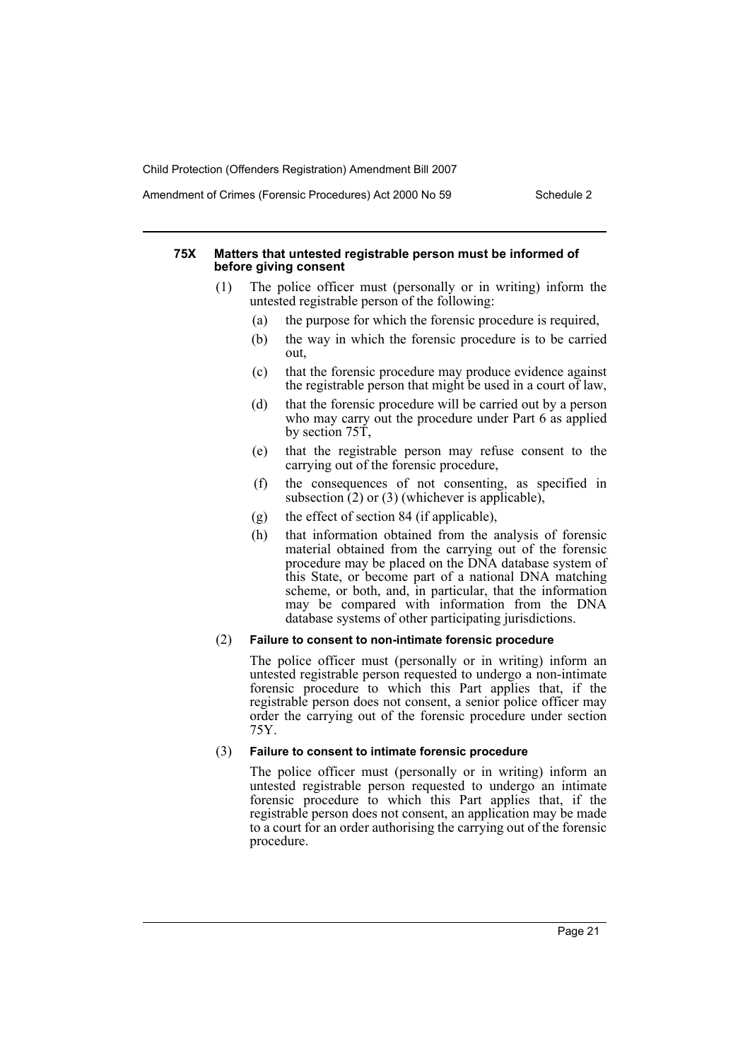#### 75X Matters that untested registrable person must be informed of before giving consent

(1) The police officer must (personally or in writing) inform the untested registrable person of the following:

- (a) the purpose for which the forensic procedure is required,
- (b) the way in which the forensic procedure is to be carried out,
- (c) that the forensic procedure may produce evidence against the registrable person that might be used in a court of law,
- (d) that the forensic procedure will be carried out by a person who may carry out the procedure under Part 6 as applied by section 75T,
- (e) that the registrable person may refuse consent to the carrying out of the forensic procedure,
- (f) the consequences of not consenting, as specified in subsection (2) or (3) (whichever is applicable),
- (g) the effect of section 84 (if applicable),
- (h) that information obtained from the analysis of forensic material obtained from the carrying out of the forensic procedure may be placed on the DNA database system of this State, or become part of a national DNA matching scheme, or both, and, in particular, that the information may be compared with information from the DNA database systems of other participating jurisdictions.

(2) **Failure to consent to non-intimate forensic procedure**

The police officer must (personally or in writing) inform an untested registrable person requested to undergo a non-intimate forensic procedure to which this Part applies that, if the registrable person does not consent, a senior police officer may order the carrying out of the forensic procedure under section 75Y.

(3) **Failure to consent to intimate forensic procedure**

The police officer must (personally or in writing) inform an untested registrable person requested to undergo an intimate forensic procedure to which this Part applies that, if the registrable person does not consent, an application may be made to a court for an order authorising the carrying out of the forensic procedure.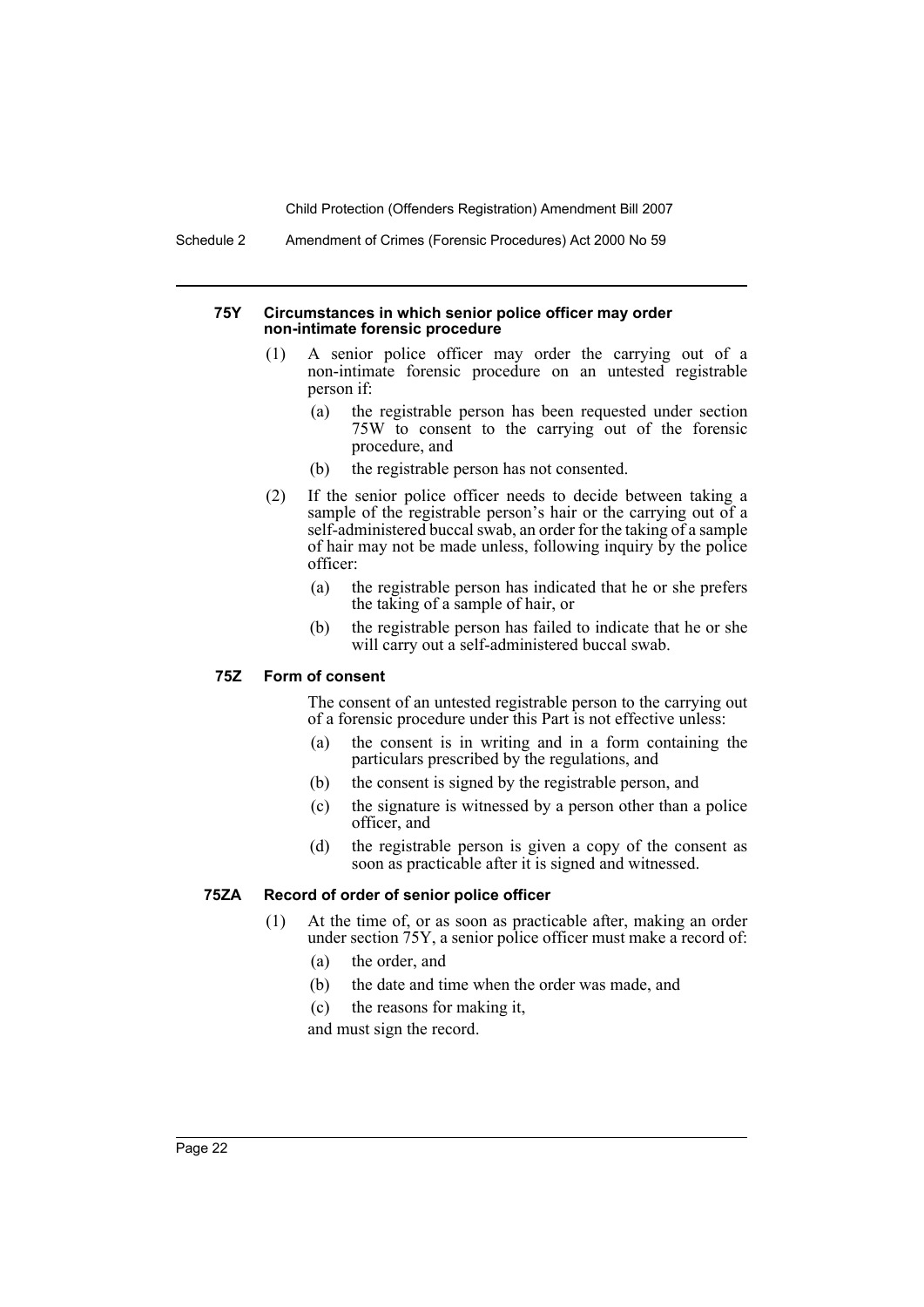#### 75Y Circumstances in which senior police officer may order non-intimate forensic procedure

(1) A senior police officer may order the carrying out of a non-intimate forensic procedure on an untested registrable person if:

- (a) the registrable person has been requested under section 75W to consent to the carrying out of the forensic procedure, and
- (b) the registrable person has not consented.

(2) If the senior police officer needs to decide between taking a sample of the registrable person's hair or the carrying out of a self-administered buccal swab, an order for the taking of a sample of hair may not be made unless, following inquiry by the police officer:

- (a) the registrable person has indicated that he or she prefers the taking of a sample of hair, or
- (b) the registrable person has failed to indicate that he or she will carry out a self-administered buccal swab.

#### 75Z Form of consent

The consent of an untested registrable person to the carrying out of a forensic procedure under this Part is not effective unless:

- (a) the consent is in writing and in a form containing the particulars prescribed by the regulations, and
- (b) the consent is signed by the registrable person, and
- (c) the signature is witnessed by a person other than a police officer, and
- (d) the registrable person is given a copy of the consent as soon as practicable after it is signed and witnessed.

#### 75ZA Record of order of senior police officer

(1) At the time of, or as soon as practicable after, making an order under section 75Y, a senior police officer must make a record of:

- (a) the order, and
- (b) the date and time when the order was made, and
- (c) the reasons for making it,

and must sign the record.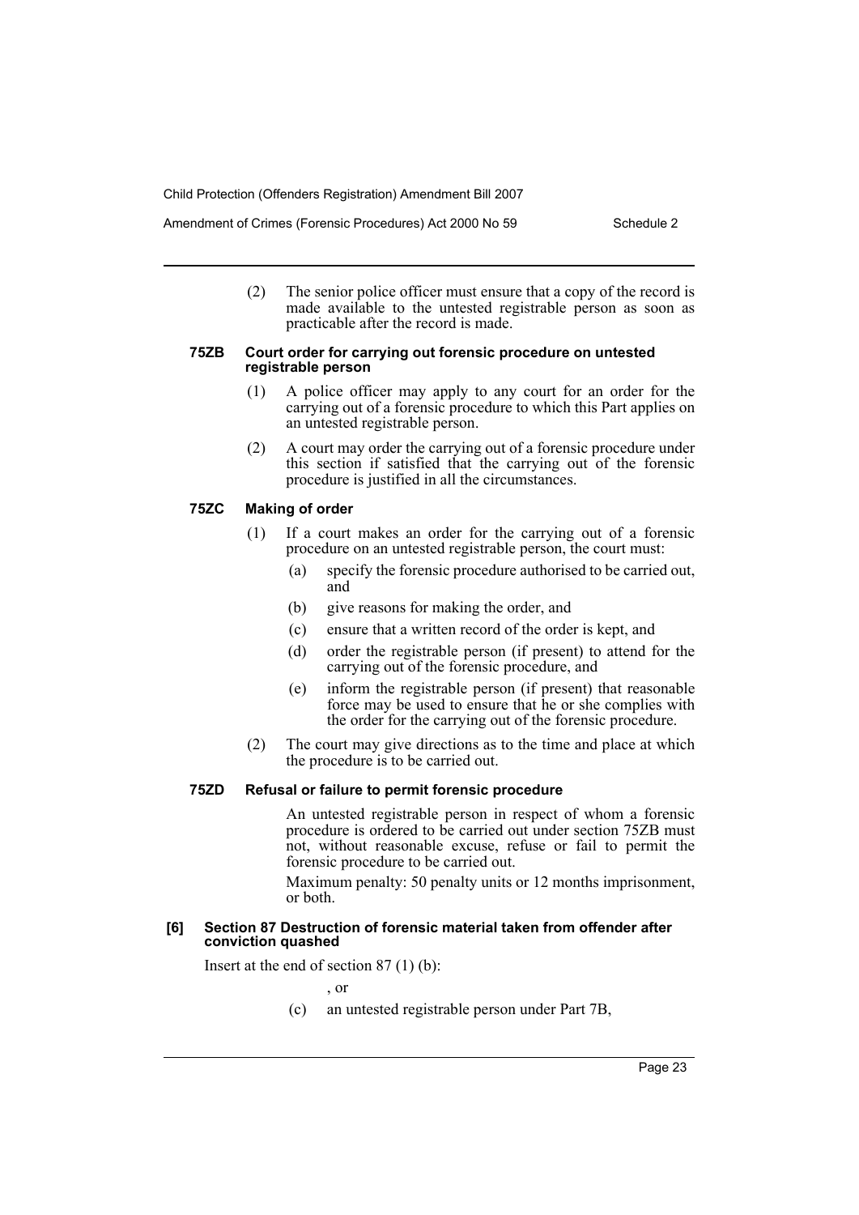(2) The senior police officer must ensure that a copy of the record is made available to the untested registrable person as soon as practicable after the record is made.

#### 75ZB Court order for carrying out forensic procedure on untested registrable person

(1) A police officer may apply to any court for an order for the carrying out of a forensic procedure to which this Part applies on an untested registrable person.

(2) A court may order the carrying out of a forensic procedure under this section if satisfied that the carrying out of the forensic procedure is justified in all the circumstances.

#### 75ZC Making of order

(1) If a court makes an order for the carrying out of a forensic procedure on an untested registrable person, the court must:

- (a) specify the forensic procedure authorised to be carried out, and
- (b) give reasons for making the order, and
- (c) ensure that a written record of the order is kept, and
- (d) order the registrable person (if present) to attend for the carrying out of the forensic procedure, and
- (e) inform the registrable person (if present) that reasonable force may be used to ensure that he or she complies with the order for the carrying out of the forensic procedure.

(2) The court may give directions as to the time and place at which the procedure is to be carried out.

#### 75ZD Refusal or failure to permit forensic procedure

An untested registrable person in respect of whom a forensic procedure is ordered to be carried out under section 75ZB must not, without reasonable excuse, refuse or fail to permit the forensic procedure to be carried out.

Maximum penalty: 50 penalty units or 12 months imprisonment, or both.

### [6] Section 87 Destruction of forensic material taken from offender after conviction quashed

Insert at the end of section 87 (1) (b):

, or

- (c) an untested registrable person under Part 7B,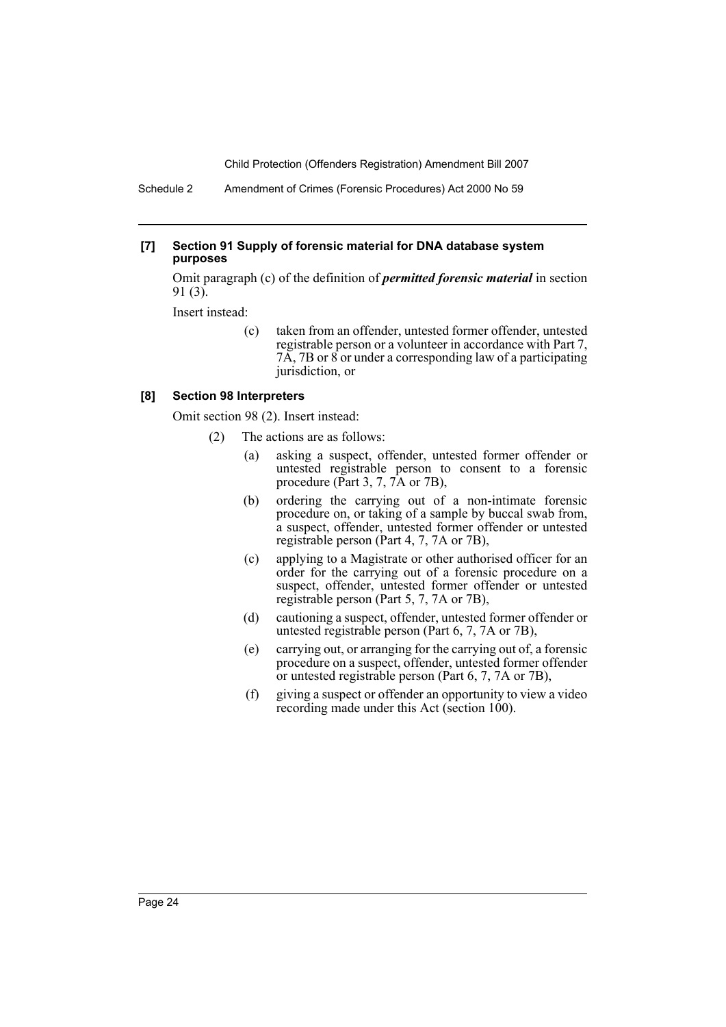**[7] Section 91 Supply of forensic material for DNA database system purposes**

Omit paragraph (c) of the definition of ***permitted forensic material*** in section 91 (3).

Insert instead:

> (c) taken from an offender, untested former offender, untested registrable person or a volunteer in accordance with Part 7, 7A, 7B or 8 or under a corresponding law of a participating jurisdiction, or

**[8] Section 98 Interpreters**

Omit section 98 (2). Insert instead:

> (2) The actions are as follows:
>
> (a) asking a suspect, offender, untested former offender or untested registrable person to consent to a forensic procedure (Part 3, 7, 7A or 7B),
>
> (b) ordering the carrying out of a non-intimate forensic procedure on, or taking of a sample by buccal swab from, a suspect, offender, untested former offender or untested registrable person (Part 4, 7, 7A or 7B),
>
> (c) applying to a Magistrate or other authorised officer for an order for the carrying out of a forensic procedure on a suspect, offender, untested former offender or untested registrable person (Part 5, 7, 7A or 7B),
>
> (d) cautioning a suspect, offender, untested former offender or untested registrable person (Part 6, 7, 7A or 7B),
>
> (e) carrying out, or arranging for the carrying out of, a forensic procedure on a suspect, offender, untested former offender or untested registrable person (Part 6, 7, 7A or 7B),
>
> (f) giving a suspect or offender an opportunity to view a video recording made under this Act (section 100).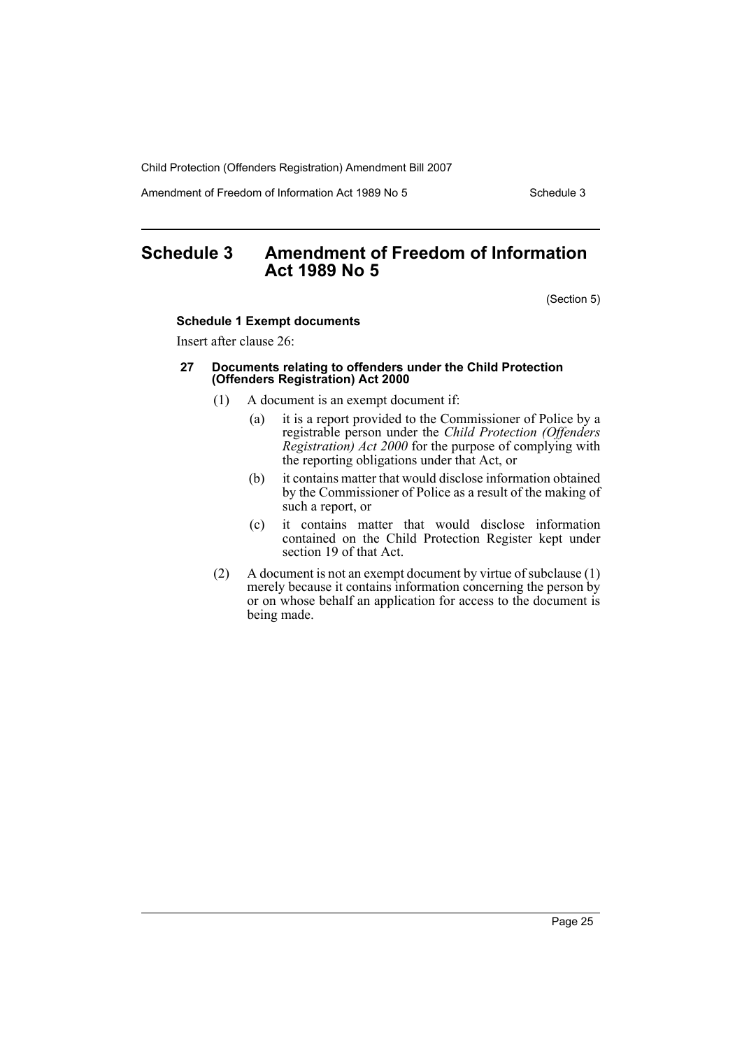# Schedule 3 Amendment of Freedom of Information Act 1989 No 5

(Section 5)

#### Schedule 1 Exempt documents

Insert after clause 26:

##### 27 Documents relating to offenders under the Child Protection (Offenders Registration) Act 2000

(1) A document is an exempt document if:

(a) it is a report provided to the Commissioner of Police by a registrable person under the *Child Protection (Offenders Registration) Act 2000* for the purpose of complying with the reporting obligations under that Act, or

(b) it contains matter that would disclose information obtained by the Commissioner of Police as a result of the making of such a report, or

(c) it contains matter that would disclose information contained on the Child Protection Register kept under section 19 of that Act.

(2) A document is not an exempt document by virtue of subclause (1) merely because it contains information concerning the person by or on whose behalf an application for access to the document is being made.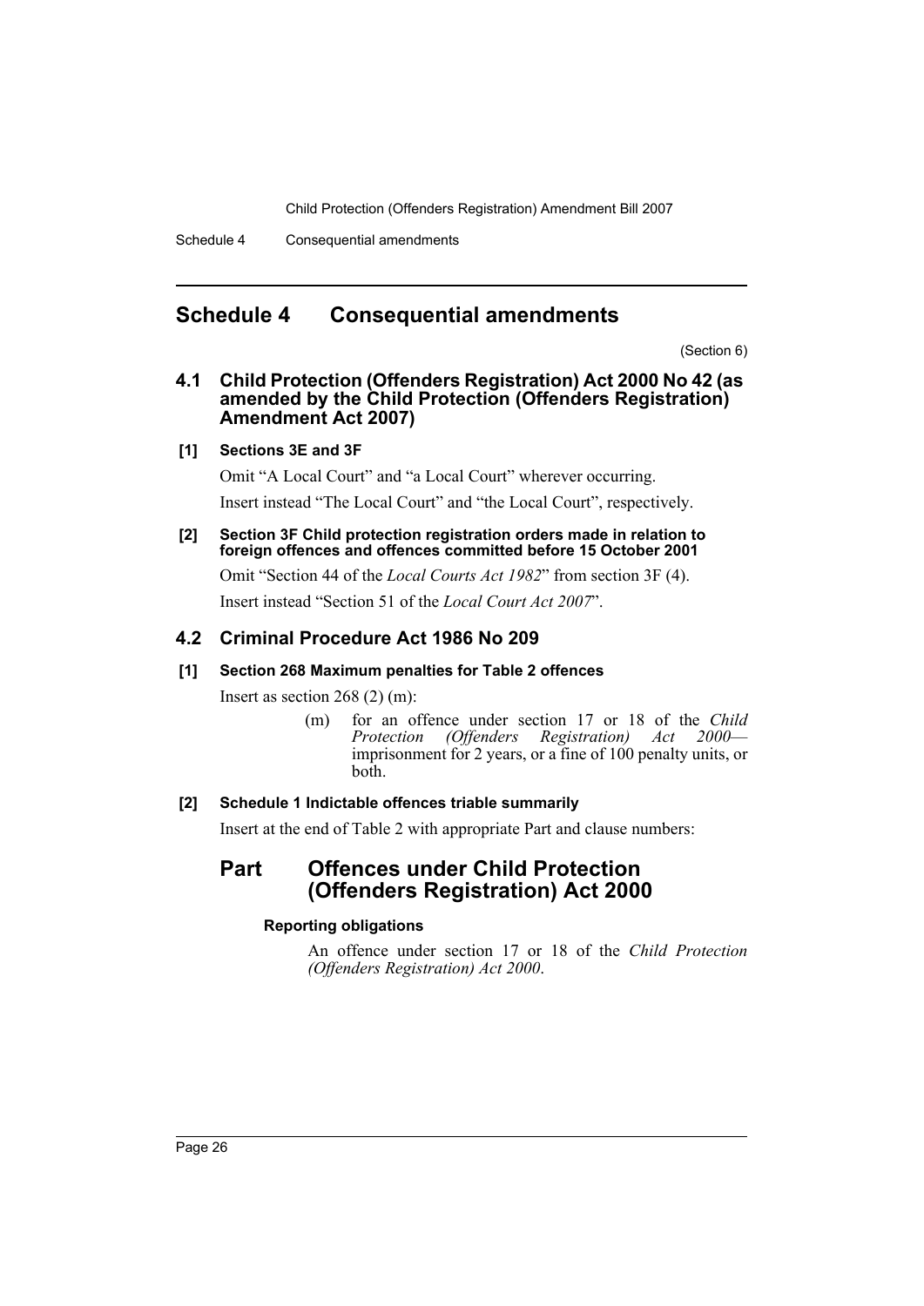# Schedule 4 Consequential amendments

(Section 6)

## 4.1 Child Protection (Offenders Registration) Act 2000 No 42 (as amended by the Child Protection (Offenders Registration) Amendment Act 2007)

**[1] Sections 3E and 3F**

Omit "A Local Court" and "a Local Court" wherever occurring.

Insert instead "The Local Court" and "the Local Court", respectively.

**[2] Section 3F Child protection registration orders made in relation to foreign offences and offences committed before 15 October 2001**

Omit "Section 44 of the *Local Courts Act 1982*" from section 3F (4).

Insert instead "Section 51 of the *Local Court Act 2007*".

## 4.2 Criminal Procedure Act 1986 No 209

**[1] Section 268 Maximum penalties for Table 2 offences**

Insert as section 268 (2) (m):

(m) for an offence under section 17 or 18 of the *Child Protection (Offenders Registration) Act 2000*—imprisonment for 2 years, or a fine of 100 penalty units, or both.

**[2] Schedule 1 Indictable offences triable summarily**

Insert at the end of Table 2 with appropriate Part and clause numbers:

# Part Offences under Child Protection (Offenders Registration) Act 2000

**Reporting obligations**

An offence under section 17 or 18 of the *Child Protection (Offenders Registration) Act 2000*.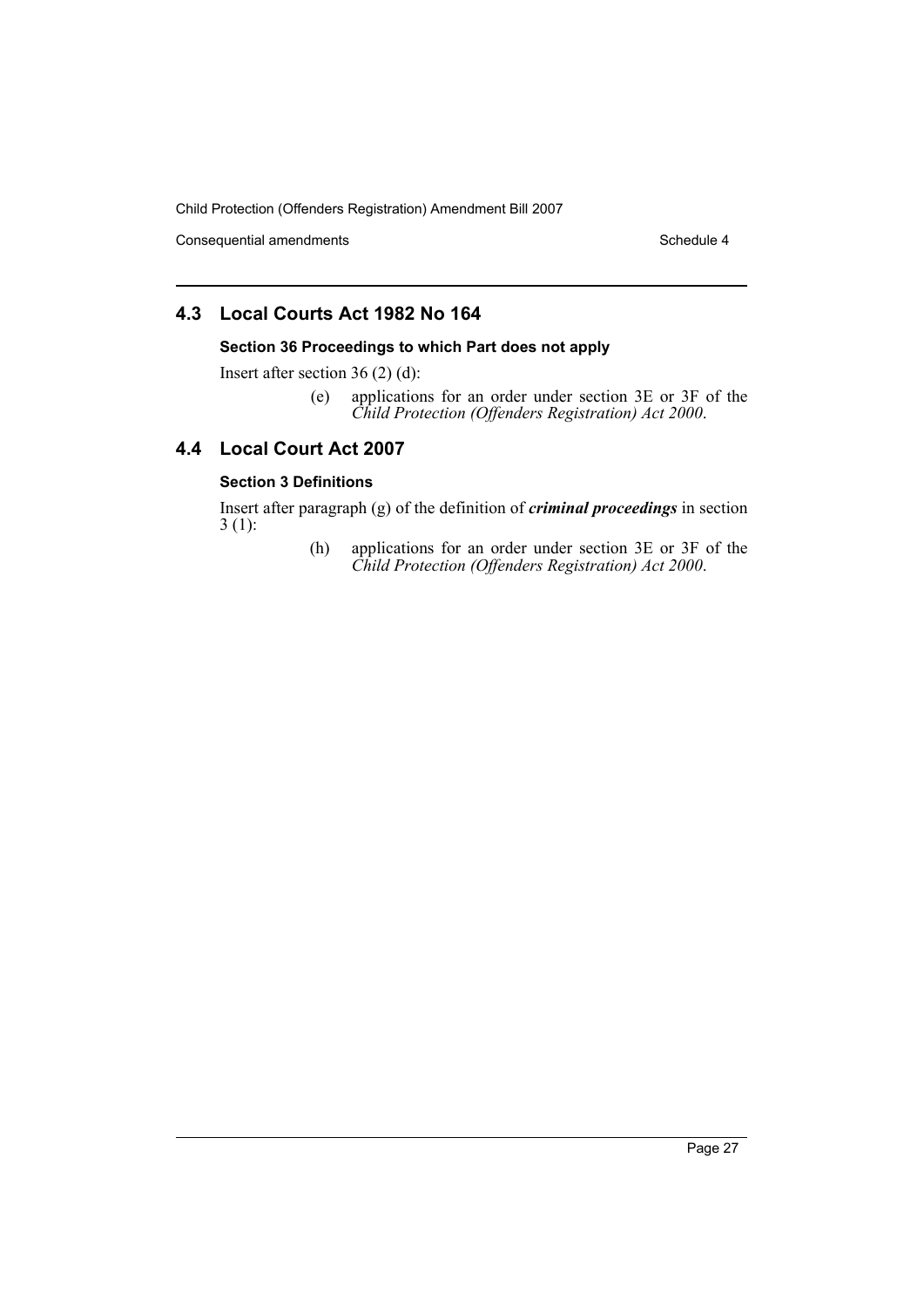## 4.3 Local Courts Act 1982 No 164

### Section 36 Proceedings to which Part does not apply

Insert after section 36 (2) (d):

> (e) applications for an order under section 3E or 3F of the *Child Protection (Offenders Registration) Act 2000*.

## 4.4 Local Court Act 2007

### Section 3 Definitions

Insert after paragraph (g) of the definition of ***criminal proceedings*** in section 3 (1):

> (h) applications for an order under section 3E or 3F of the *Child Protection (Offenders Registration) Act 2000*.